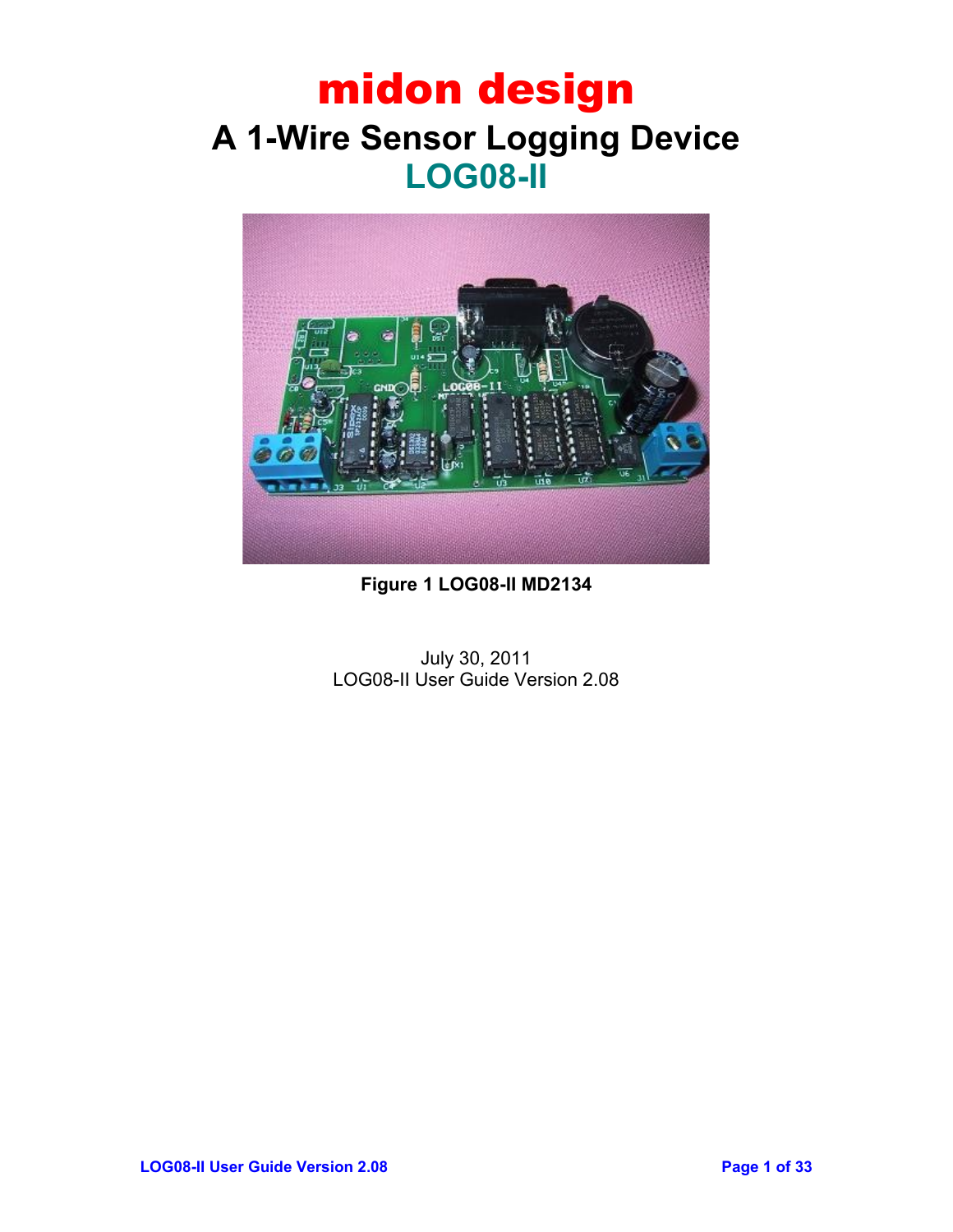# midon design

# A 1-Wire Sensor Logging Device

# LOG08-II

**Figure 1 LOG08-II MD2134**

July 30, 2011
LOG08-II User Guide Version 2.08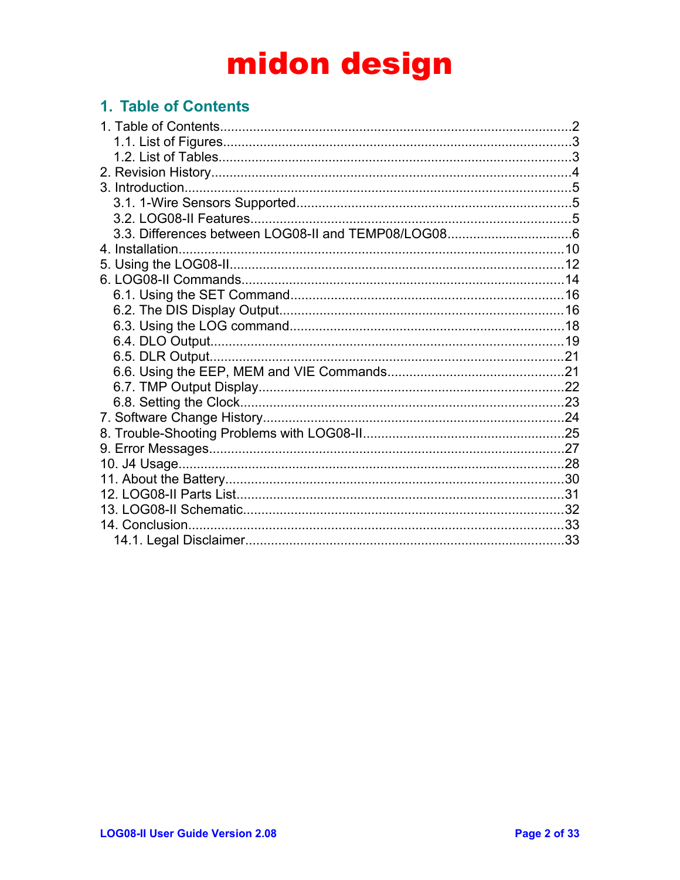# midon design

## 1. Table of Contents

1. Table of Contents........................................................................................2
   1.1. List of Figures......................................................................................3
   1.2. List of Tables.......................................................................................3
2. Revision History............................................................................................4
3. Introduction....................................................................................................5
   3.1. 1-Wire Sensors Supported...................................................................5
   3.2. LOG08-II Features...............................................................................5
   3.3. Differences between LOG08-II and TEMP08/LOG08..................................6
4. Installation....................................................................................................10
5. Using the LOG08-II........................................................................................12
6. LOG08-II Commands......................................................................................14
   6.1. Using the SET Command......................................................................16
   6.2. The DIS Display Output.......................................................................16
   6.3. Using the LOG command......................................................................18
   6.4. DLO Output.........................................................................................19
   6.5. DLR Output.........................................................................................21
   6.6. Using the EEP, MEM and VIE Commands................................................21
   6.7. TMP Output Display............................................................................22
   6.8. Setting the Clock.................................................................................23
7. Software Change History................................................................................24
8. Trouble-Shooting Problems with LOG08-II.......................................................25
9. Error Messages...............................................................................................27
10. J4 Usage......................................................................................................28
11. About the Battery..........................................................................................30
12. LOG08-II Parts List........................................................................................31
13. LOG08-II Schematic.......................................................................................32
14. Conclusion....................................................................................................33
    14.1. Legal Disclaimer................................................................................33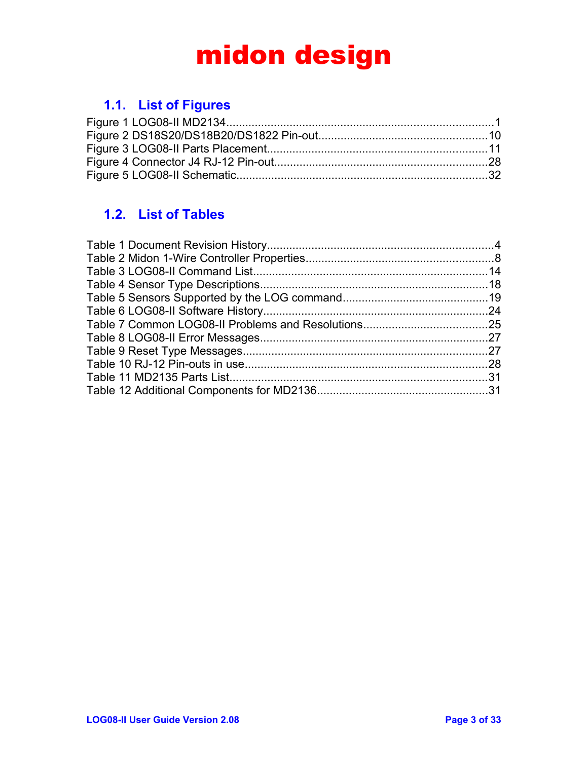# midon design

## 1.1. List of Figures

Figure 1 LOG08-II MD2134....................................................................................1
Figure 2 DS18S20/DS18B20/DS1822 Pin-out.....................................................10
Figure 3 LOG08-II Parts Placement....................................................................11
Figure 4 Connector J4 RJ-12 Pin-out..................................................................28
Figure 5 LOG08-II Schematic..............................................................................32

## 1.2. List of Tables

Table 1 Document Revision History.......................................................................4
Table 2 Midon 1-Wire Controller Properties...........................................................8
Table 3 LOG08-II Command List..........................................................................14
Table 4 Sensor Type Descriptions.......................................................................18
Table 5 Sensors Supported by the LOG command.............................................19
Table 6 LOG08-II Software History......................................................................24
Table 7 Common LOG08-II Problems and Resolutions.......................................25
Table 8 LOG08-II Error Messages.......................................................................27
Table 9 Reset Type Messages............................................................................27
Table 10 RJ-12 Pin-outs in use...........................................................................28
Table 11 MD2135 Parts List.................................................................................31
Table 12 Additional Components for MD2136.....................................................31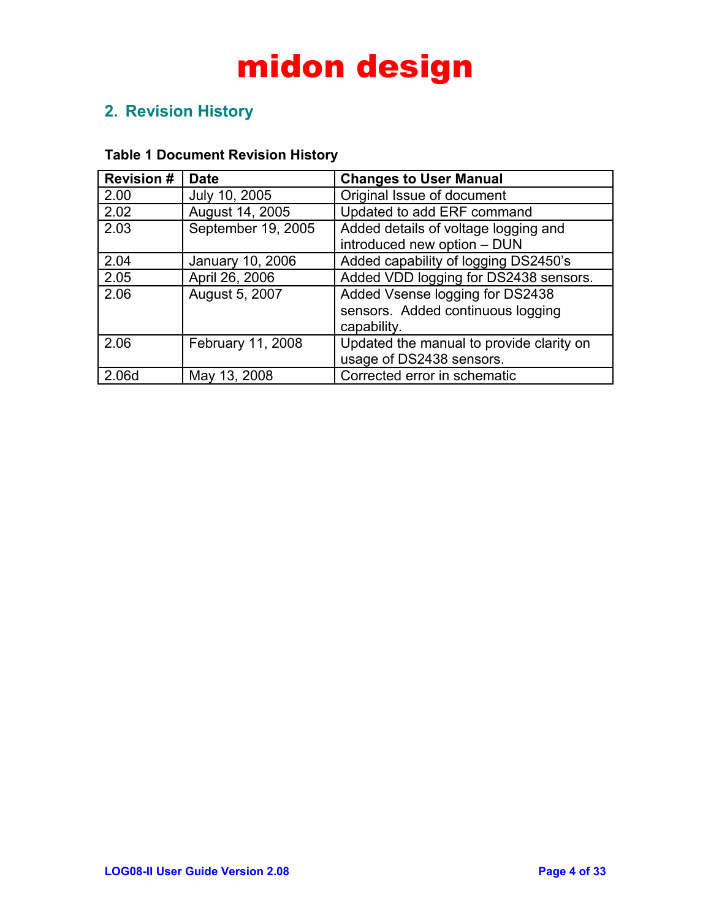## 2. Revision History

**Table 1 Document Revision History**

| Revision # | Date | Changes to User Manual |
|---|---|---|
| 2.00 | July 10, 2005 | Original Issue of document |
| 2.02 | August 14, 2005 | Updated to add ERF command |
| 2.03 | September 19, 2005 | Added details of voltage logging and introduced new option – DUN |
| 2.04 | January 10, 2006 | Added capability of logging DS2450's |
| 2.05 | April 26, 2006 | Added VDD logging for DS2438 sensors. |
| 2.06 | August 5, 2007 | Added Vsense logging for DS2438 sensors. Added continuous logging capability. |
| 2.06 | February 11, 2008 | Updated the manual to provide clarity on usage of DS2438 sensors. |
| 2.06d | May 13, 2008 | Corrected error in schematic |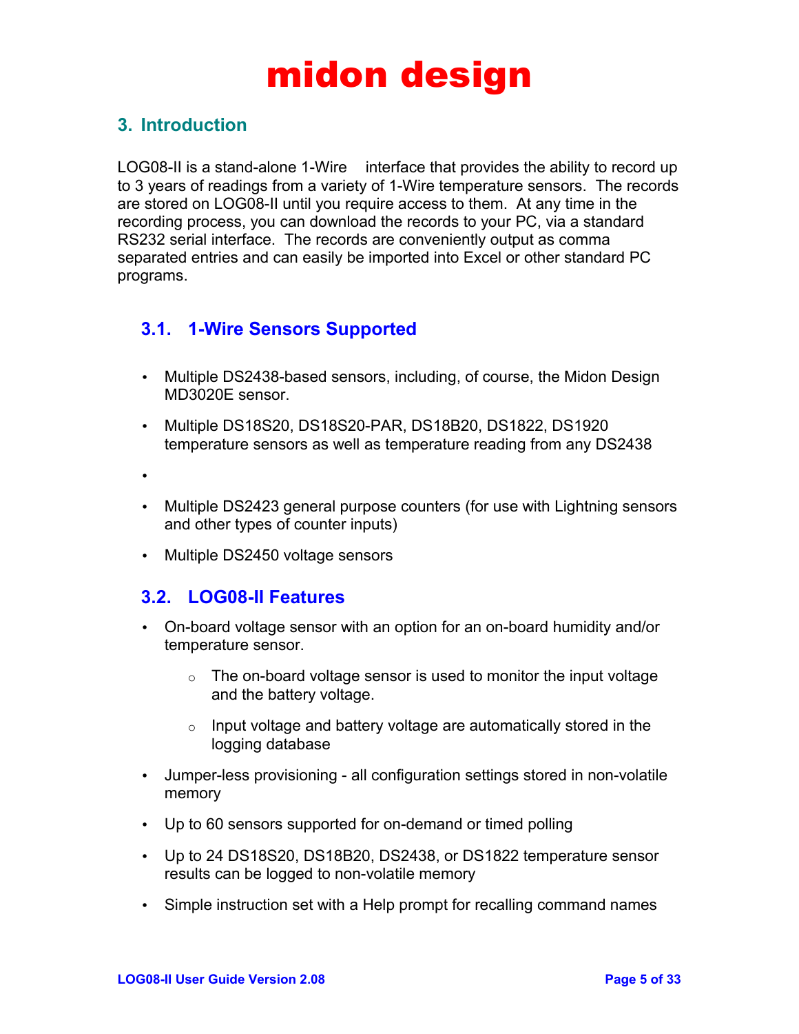# midon design

## 3. Introduction

LOG08-II is a stand-alone 1-Wire interface that provides the ability to record up to 3 years of readings from a variety of 1-Wire temperature sensors. The records are stored on LOG08-II until you require access to them. At any time in the recording process, you can download the records to your PC, via a standard RS232 serial interface. The records are conveniently output as comma separated entries and can easily be imported into Excel or other standard PC programs.

### 3.1. 1-Wire Sensors Supported

- Multiple DS2438-based sensors, including, of course, the Midon Design MD3020E sensor.
- Multiple DS18S20, DS18S20-PAR, DS18B20, DS1822, DS1920 temperature sensors as well as temperature reading from any DS2438
- 
- Multiple DS2423 general purpose counters (for use with Lightning sensors and other types of counter inputs)
- Multiple DS2450 voltage sensors

### 3.2. LOG08-II Features

- On-board voltage sensor with an option for an on-board humidity and/or temperature sensor.
  - The on-board voltage sensor is used to monitor the input voltage and the battery voltage.
  - Input voltage and battery voltage are automatically stored in the logging database
- Jumper-less provisioning - all configuration settings stored in non-volatile memory
- Up to 60 sensors supported for on-demand or timed polling
- Up to 24 DS18S20, DS18B20, DS2438, or DS1822 temperature sensor results can be logged to non-volatile memory
- Simple instruction set with a Help prompt for recalling command names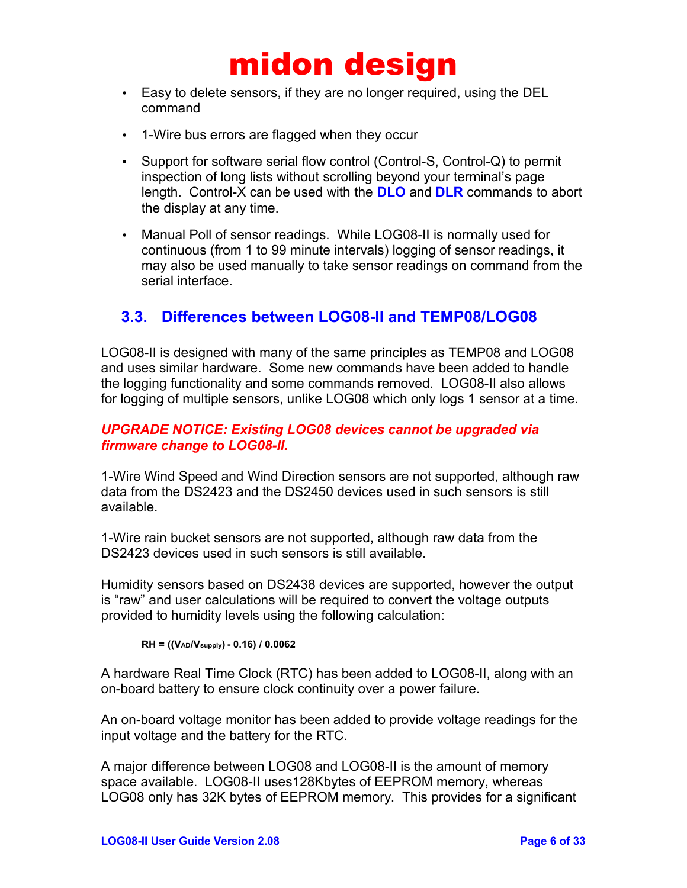- Easy to delete sensors, if they are no longer required, using the DEL command
- 1-Wire bus errors are flagged when they occur
- Support for software serial flow control (Control-S, Control-Q) to permit inspection of long lists without scrolling beyond your terminal's page length. Control-X can be used with the **DLO** and **DLR** commands to abort the display at any time.
- Manual Poll of sensor readings. While LOG08-II is normally used for continuous (from 1 to 99 minute intervals) logging of sensor readings, it may also be used manually to take sensor readings on command from the serial interface.

## 3.3. Differences between LOG08-II and TEMP08/LOG08

LOG08-II is designed with many of the same principles as TEMP08 and LOG08 and uses similar hardware. Some new commands have been added to handle the logging functionality and some commands removed. LOG08-II also allows for logging of multiple sensors, unlike LOG08 which only logs 1 sensor at a time.

***UPGRADE NOTICE: Existing LOG08 devices cannot be upgraded via firmware change to LOG08-II.***

1-Wire Wind Speed and Wind Direction sensors are not supported, although raw data from the DS2423 and the DS2450 devices used in such sensors is still available.

1-Wire rain bucket sensors are not supported, although raw data from the DS2423 devices used in such sensors is still available.

Humidity sensors based on DS2438 devices are supported, however the output is "raw" and user calculations will be required to convert the voltage outputs provided to humidity levels using the following calculation:

$$RH = ((V_{AD}/V_{supply}) - 0.16) / 0.0062$$

A hardware Real Time Clock (RTC) has been added to LOG08-II, along with an on-board battery to ensure clock continuity over a power failure.

An on-board voltage monitor has been added to provide voltage readings for the input voltage and the battery for the RTC.

A major difference between LOG08 and LOG08-II is the amount of memory space available. LOG08-II uses128Kbytes of EEPROM memory, whereas LOG08 only has 32K bytes of EEPROM memory. This provides for a significant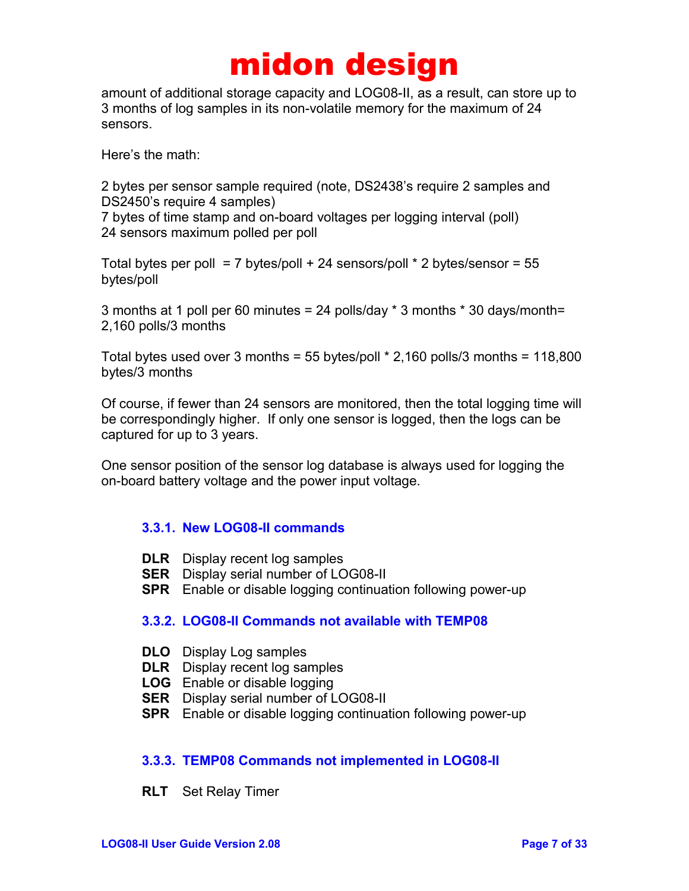amount of additional storage capacity and LOG08-II, as a result, can store up to 3 months of log samples in its non-volatile memory for the maximum of 24 sensors.

Here's the math:

2 bytes per sensor sample required (note, DS2438's require 2 samples and DS2450's require 4 samples)
7 bytes of time stamp and on-board voltages per logging interval (poll)
24 sensors maximum polled per poll

Total bytes per poll = 7 bytes/poll + 24 sensors/poll * 2 bytes/sensor = 55 bytes/poll

3 months at 1 poll per 60 minutes = 24 polls/day * 3 months * 30 days/month= 2,160 polls/3 months

Total bytes used over 3 months = 55 bytes/poll * 2,160 polls/3 months = 118,800 bytes/3 months

Of course, if fewer than 24 sensors are monitored, then the total logging time will be correspondingly higher. If only one sensor is logged, then the logs can be captured for up to 3 years.

One sensor position of the sensor log database is always used for logging the on-board battery voltage and the power input voltage.

### 3.3.1. New LOG08-II commands

**DLR** Display recent log samples
**SER** Display serial number of LOG08-II
**SPR** Enable or disable logging continuation following power-up

### 3.3.2. LOG08-II Commands not available with TEMP08

**DLO** Display Log samples
**DLR** Display recent log samples
**LOG** Enable or disable logging
**SER** Display serial number of LOG08-II
**SPR** Enable or disable logging continuation following power-up

### 3.3.3. TEMP08 Commands not implemented in LOG08-II

**RLT** Set Relay Timer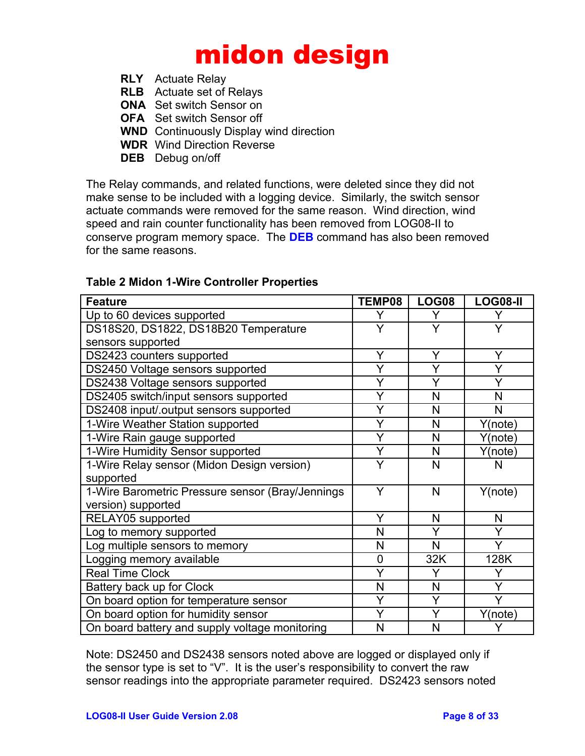**RLY** Actuate Relay
**RLB** Actuate set of Relays
**ONA** Set switch Sensor on
**OFA** Set switch Sensor off
**WND** Continuously Display wind direction
**WDR** Wind Direction Reverse
**DEB** Debug on/off

The Relay commands, and related functions, were deleted since they did not make sense to be included with a logging device. Similarly, the switch sensor actuate commands were removed for the same reason. Wind direction, wind speed and rain counter functionality has been removed from LOG08-II to conserve program memory space. The **DEB** command has also been removed for the same reasons.

**Table 2 Midon 1-Wire Controller Properties**

| Feature | TEMP08 | LOG08 | LOG08-II |
|---|---|---|---|
| Up to 60 devices supported | Y | Y | Y |
| DS18S20, DS1822, DS18B20 Temperature sensors supported | Y | Y | Y |
| DS2423 counters supported | Y | Y | Y |
| DS2450 Voltage sensors supported | Y | Y | Y |
| DS2438 Voltage sensors supported | Y | Y | Y |
| DS2405 switch/input sensors supported | Y | N | N |
| DS2408 input/.output sensors supported | Y | N | N |
| 1-Wire Weather Station supported | Y | N | Y(note) |
| 1-Wire Rain gauge supported | Y | N | Y(note) |
| 1-Wire Humidity Sensor supported | Y | N | Y(note) |
| 1-Wire Relay sensor (Midon Design version) supported | Y | N | N |
| 1-Wire Barometric Pressure sensor (Bray/Jennings version) supported | Y | N | Y(note) |
| RELAY05 supported | Y | N | N |
| Log to memory supported | N | Y | Y |
| Log multiple sensors to memory | N | N | Y |
| Logging memory available | 0 | 32K | 128K |
| Real Time Clock | Y | Y | Y |
| Battery back up for Clock | N | N | Y |
| On board option for temperature sensor | Y | Y | Y |
| On board option for humidity sensor | Y | Y | Y(note) |
| On board battery and supply voltage monitoring | N | N | Y |

Note: DS2450 and DS2438 sensors noted above are logged or displayed only if the sensor type is set to "V". It is the user's responsibility to convert the raw sensor readings into the appropriate parameter required. DS2423 sensors noted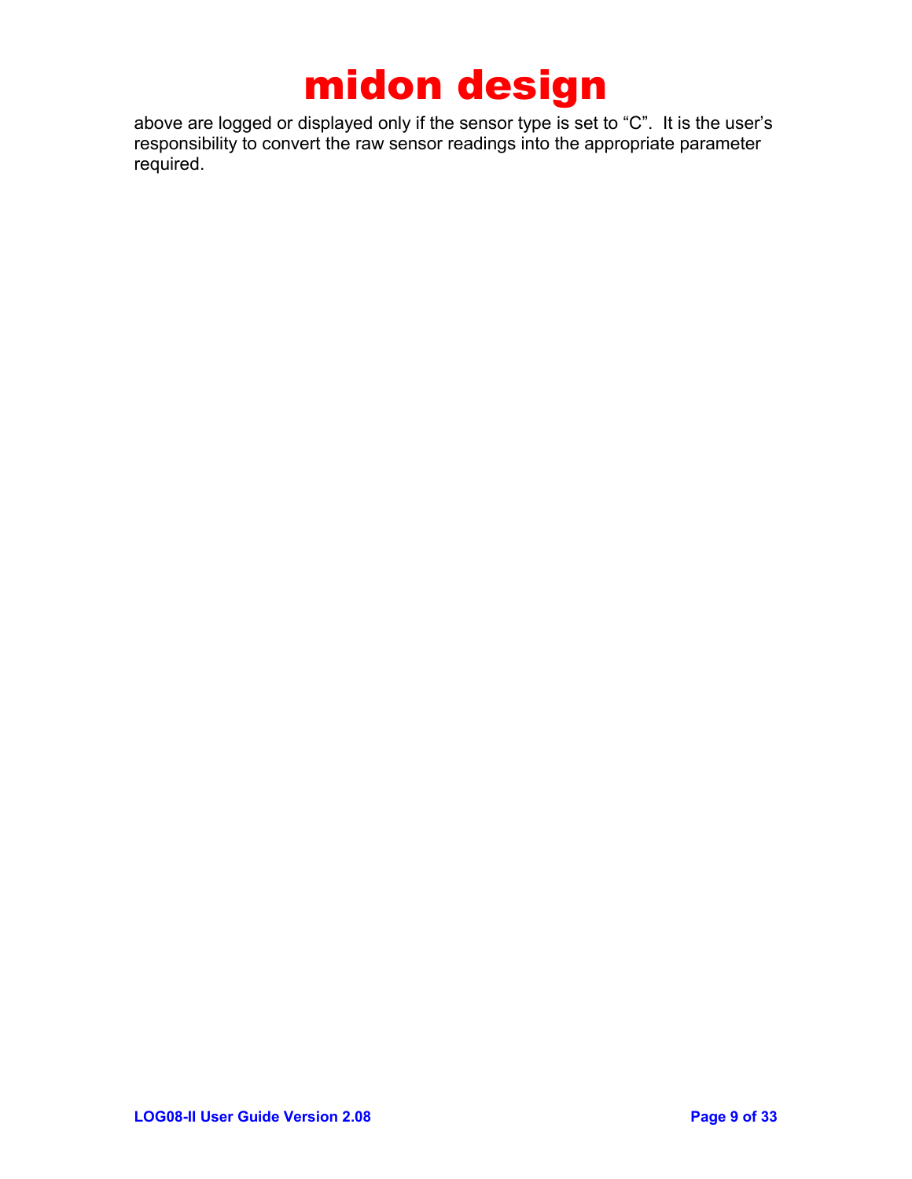above are logged or displayed only if the sensor type is set to “C”.  It is the user’s responsibility to convert the raw sensor readings into the appropriate parameter required.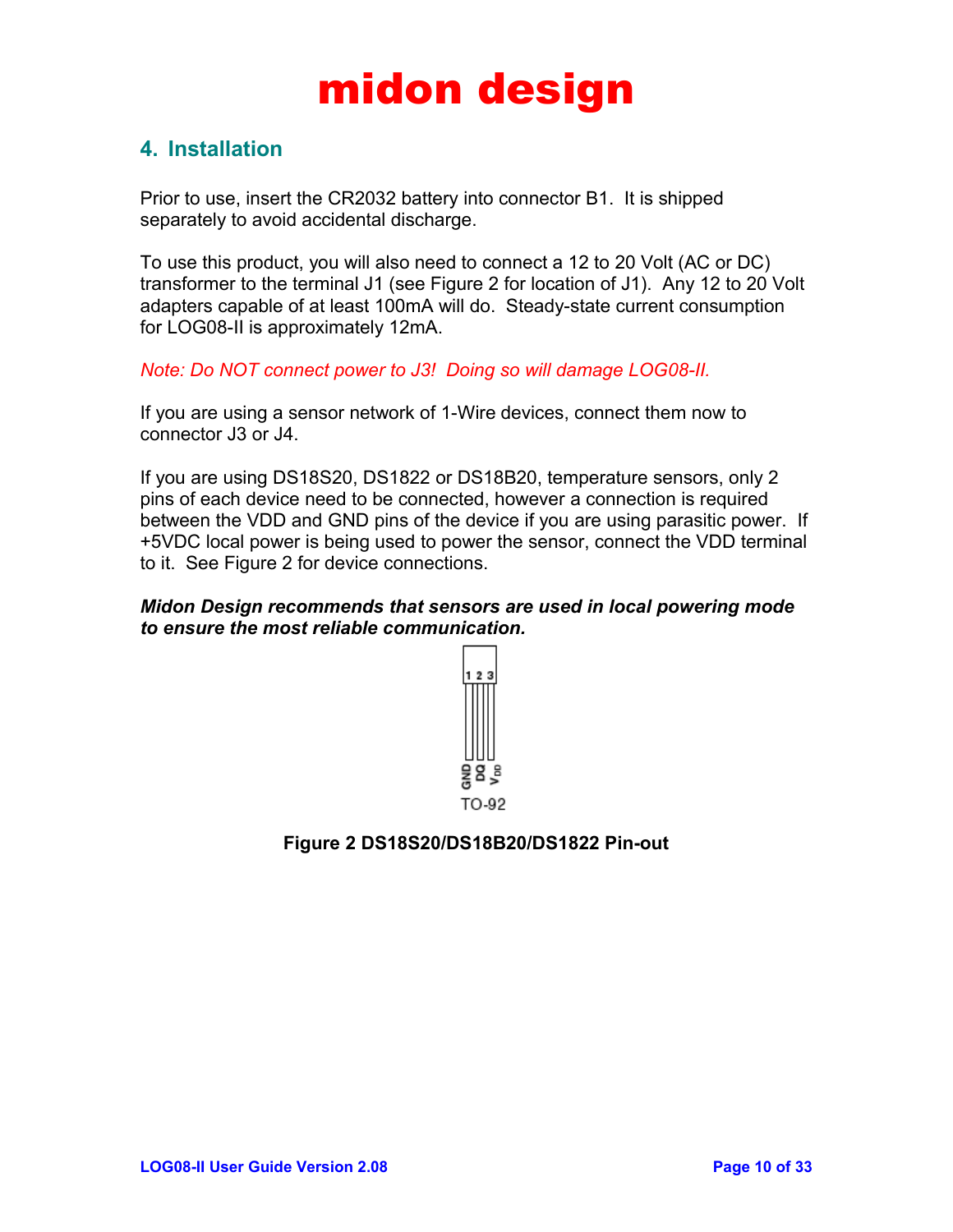# midon design

## 4. Installation

Prior to use, insert the CR2032 battery into connector B1. It is shipped separately to avoid accidental discharge.

To use this product, you will also need to connect a 12 to 20 Volt (AC or DC) transformer to the terminal J1 (see Figure 2 for location of J1). Any 12 to 20 Volt adapters capable of at least 100mA will do. Steady-state current consumption for LOG08-II is approximately 12mA.

*Note: Do NOT connect power to J3! Doing so will damage LOG08-II.*

If you are using a sensor network of 1-Wire devices, connect them now to connector J3 or J4.

If you are using DS18S20, DS1822 or DS18B20, temperature sensors, only 2 pins of each device need to be connected, however a connection is required between the VDD and GND pins of the device if you are using parasitic power. If +5VDC local power is being used to power the sensor, connect the VDD terminal to it. See Figure 2 for device connections.

***Midon Design recommends that sensors are used in local powering mode to ensure the most reliable communication.***

1 2 3

GND DQ $V_{DD}$

TO-92

**Figure 2 DS18S20/DS18B20/DS1822 Pin-out**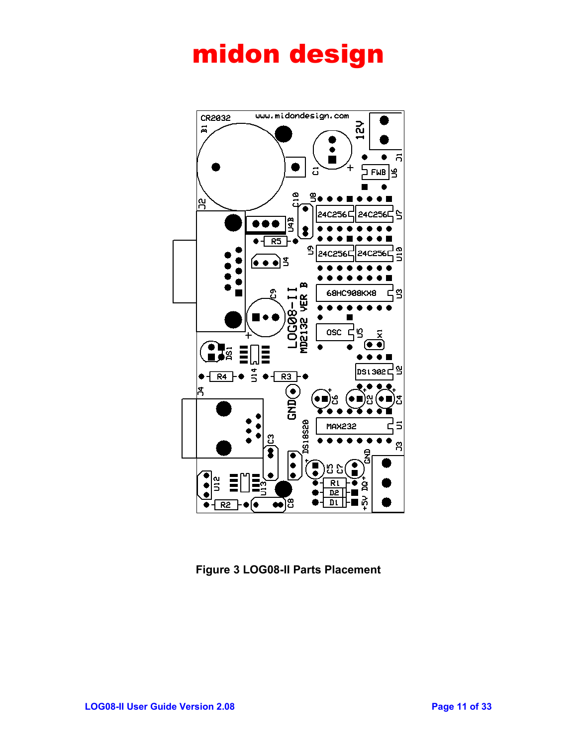Figure 3 LOG08-II Parts Placement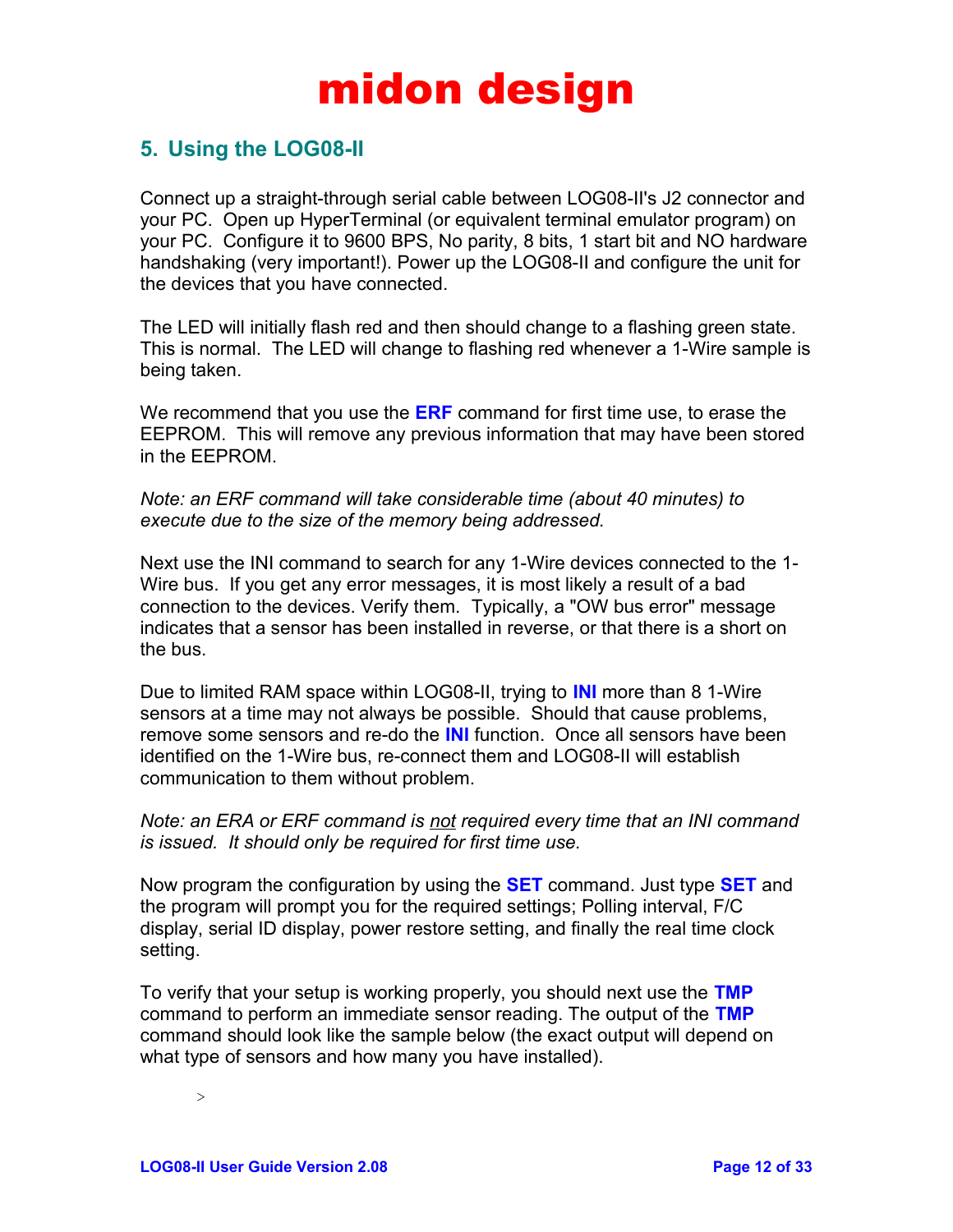# midon design

## 5. Using the LOG08-II

Connect up a straight-through serial cable between LOG08-II's J2 connector and your PC. Open up HyperTerminal (or equivalent terminal emulator program) on your PC. Configure it to 9600 BPS, No parity, 8 bits, 1 start bit and NO hardware handshaking (very important!). Power up the LOG08-II and configure the unit for the devices that you have connected.

The LED will initially flash red and then should change to a flashing green state. This is normal. The LED will change to flashing red whenever a 1-Wire sample is being taken.

We recommend that you use the **ERF** command for first time use, to erase the EEPROM. This will remove any previous information that may have been stored in the EEPROM.

*Note: an ERF command will take considerable time (about 40 minutes) to execute due to the size of the memory being addressed.*

Next use the INI command to search for any 1-Wire devices connected to the 1-Wire bus. If you get any error messages, it is most likely a result of a bad connection to the devices. Verify them. Typically, a "OW bus error" message indicates that a sensor has been installed in reverse, or that there is a short on the bus.

Due to limited RAM space within LOG08-II, trying to **INI** more than 8 1-Wire sensors at a time may not always be possible. Should that cause problems, remove some sensors and re-do the **INI** function. Once all sensors have been identified on the 1-Wire bus, re-connect them and LOG08-II will establish communication to them without problem.

*Note: an ERA or ERF command is not required every time that an INI command is issued. It should only be required for first time use.*

Now program the configuration by using the **SET** command. Just type **SET** and the program will prompt you for the required settings; Polling interval, F/C display, serial ID display, power restore setting, and finally the real time clock setting.

To verify that your setup is working properly, you should next use the **TMP** command to perform an immediate sensor reading. The output of the **TMP** command should look like the sample below (the exact output will depend on what type of sensors and how many you have installed).

```
>
```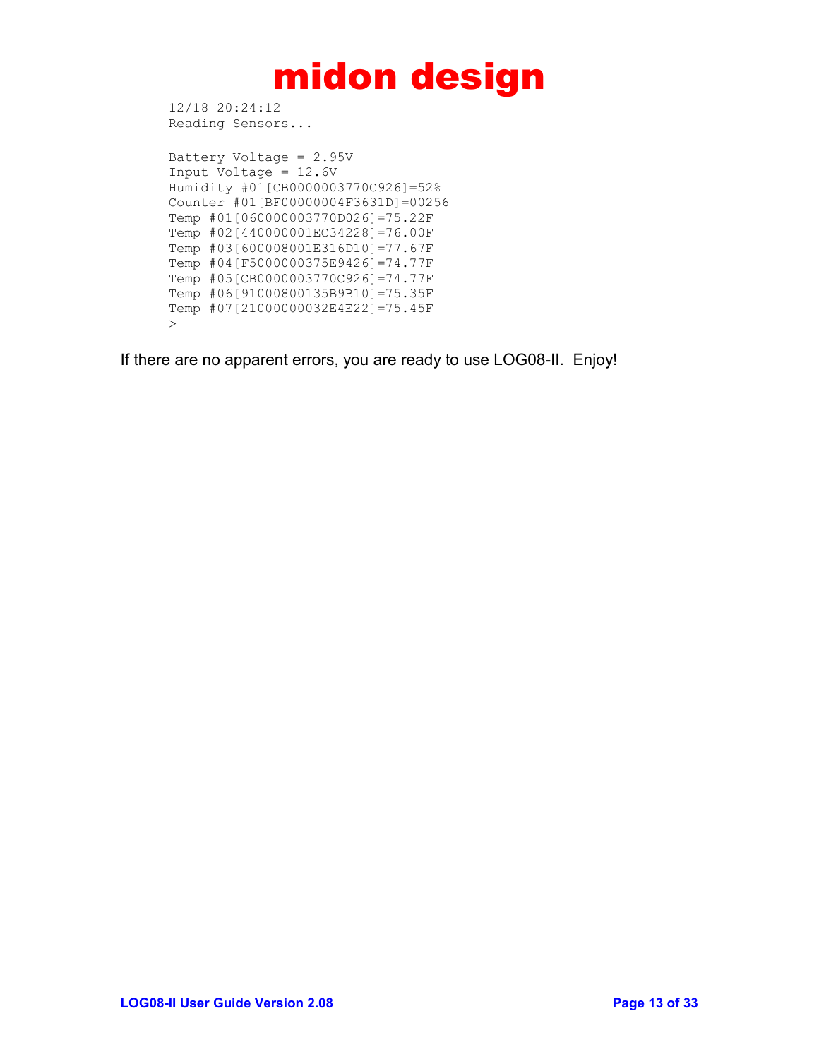```
12/18 20:24:12
Reading Sensors...

Battery Voltage = 2.95V
Input Voltage = 12.6V
Humidity #01[CB0000003770C926]=52%
Counter #01[BF00000004F3631D]=00256
Temp #01[060000003770D026]=75.22F
Temp #02[440000001EC34228]=76.00F
Temp #03[600008001E316D10]=77.67F
Temp #04[F5000000375E9426]=74.77F
Temp #05[CB0000003770C926]=74.77F
Temp #06[91000800135B9B10]=75.35F
Temp #07[21000000032E4E22]=75.45F
>
```

If there are no apparent errors, you are ready to use LOG08-II. Enjoy!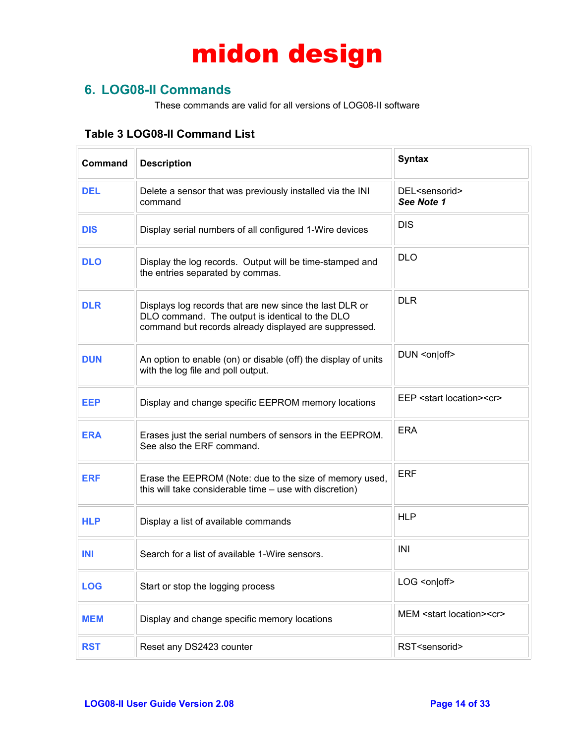# midon design

## 6. LOG08-II Commands

These commands are valid for all versions of LOG08-II software

### Table 3 LOG08-II Command List

| Command | Description | Syntax |
|---|---|---|
| **DEL** | Delete a sensor that was previously installed via the INI command | DEL<sensorid> ***See Note 1*** |
| **DIS** | Display serial numbers of all configured 1-Wire devices | DIS |
| **DLO** | Display the log records. Output will be time-stamped and the entries separated by commas. | DLO |
| **DLR** | Displays log records that are new since the last DLR or DLO command. The output is identical to the DLO command but records already displayed are suppressed. | DLR |
| **DUN** | An option to enable (on) or disable (off) the display of units with the log file and poll output. | DUN <on\|off> |
| **EEP** | Display and change specific EEPROM memory locations | EEP <start location><cr> |
| **ERA** | Erases just the serial numbers of sensors in the EEPROM. See also the ERF command. | ERA |
| **ERF** | Erase the EEPROM (Note: due to the size of memory used, this will take considerable time – use with discretion) | ERF |
| **HLP** | Display a list of available commands | HLP |
| **INI** | Search for a list of available 1-Wire sensors. | INI |
| **LOG** | Start or stop the logging process | LOG <on\|off> |
| **MEM** | Display and change specific memory locations | MEM <start location><cr> |
| **RST** | Reset any DS2423 counter | RST<sensorid> |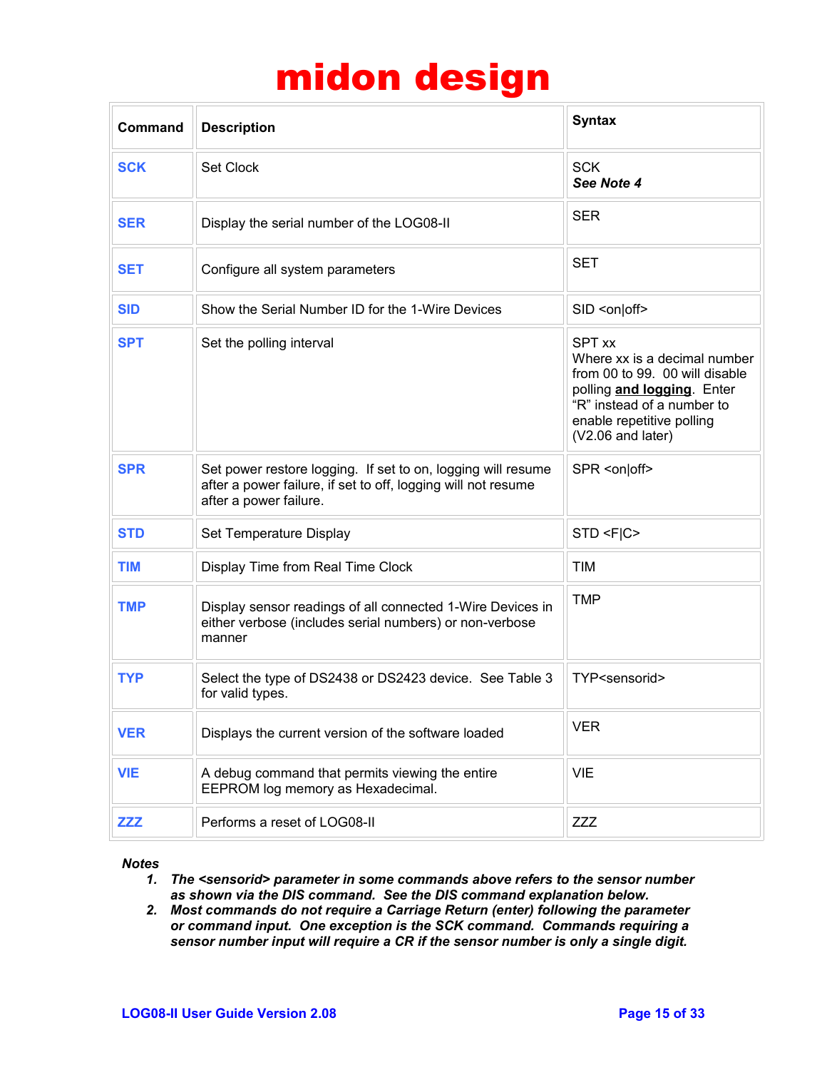| Command | Description | Syntax |
|---|---|---|
| **SCK** | Set Clock | SCK<br>***See Note 4*** |
| **SER** | Display the serial number of the LOG08-II | SER |
| **SET** | Configure all system parameters | SET |
| **SID** | Show the Serial Number ID for the 1-Wire Devices | SID <on\|off> |
| **SPT** | Set the polling interval | SPT xx<br>Where xx is a decimal number from 00 to 99. 00 will disable polling **and logging**. Enter "R" instead of a number to enable repetitive polling (V2.06 and later) |
| **SPR** | Set power restore logging. If set to on, logging will resume after a power failure, if set to off, logging will not resume after a power failure. | SPR <on\|off> |
| **STD** | Set Temperature Display | STD <F\|C> |
| **TIM** | Display Time from Real Time Clock | TIM |
| **TMP** | Display sensor readings of all connected 1-Wire Devices in either verbose (includes serial numbers) or non-verbose manner | TMP |
| **TYP** | Select the type of DS2438 or DS2423 device. See Table 3 for valid types. | TYP<sensorid> |
| **VER** | Displays the current version of the software loaded | VER |
| **VIE** | A debug command that permits viewing the entire EEPROM log memory as Hexadecimal. | VIE |
| **ZZZ** | Performs a reset of LOG08-II | ZZZ |

***Notes***

1. ***The <sensorid> parameter in some commands above refers to the sensor number as shown via the DIS command. See the DIS command explanation below.***
2. ***Most commands do not require a Carriage Return (enter) following the parameter or command input. One exception is the SCK command. Commands requiring a sensor number input will require a CR if the sensor number is only a single digit.***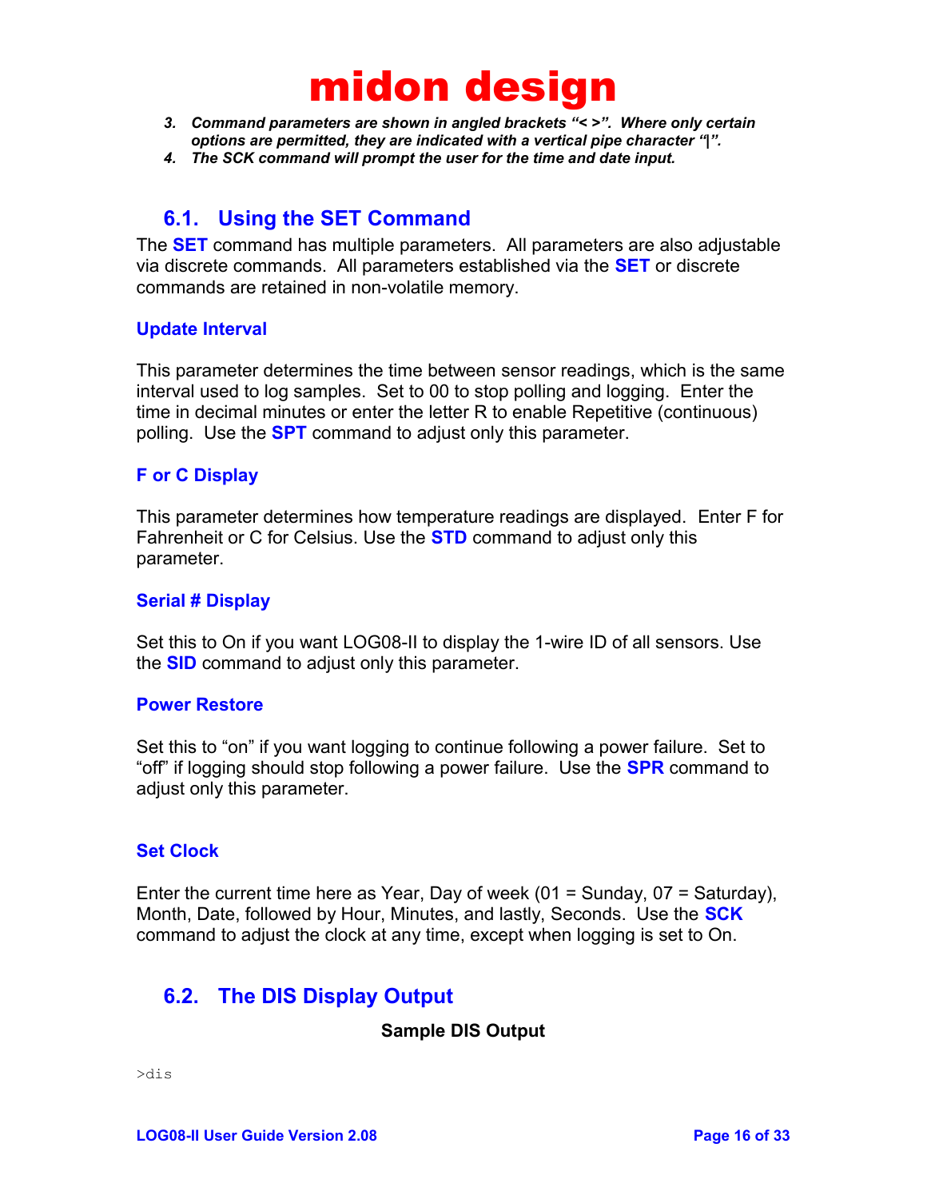3. ***Command parameters are shown in angled brackets "< >". Where only certain options are permitted, they are indicated with a vertical pipe character "|".***
4. ***The SCK command will prompt the user for the time and date input.***

## 6.1. Using the SET Command

The **SET** command has multiple parameters. All parameters are also adjustable via discrete commands. All parameters established via the **SET** or discrete commands are retained in non-volatile memory.

### Update Interval

This parameter determines the time between sensor readings, which is the same interval used to log samples. Set to 00 to stop polling and logging. Enter the time in decimal minutes or enter the letter R to enable Repetitive (continuous) polling. Use the **SPT** command to adjust only this parameter.

### F or C Display

This parameter determines how temperature readings are displayed. Enter F for Fahrenheit or C for Celsius. Use the **STD** command to adjust only this parameter.

### Serial # Display

Set this to On if you want LOG08-II to display the 1-wire ID of all sensors. Use the **SID** command to adjust only this parameter.

### Power Restore

Set this to "on" if you want logging to continue following a power failure. Set to "off" if logging should stop following a power failure. Use the **SPR** command to adjust only this parameter.

### Set Clock

Enter the current time here as Year, Day of week (01 = Sunday, 07 = Saturday), Month, Date, followed by Hour, Minutes, and lastly, Seconds. Use the **SCK** command to adjust the clock at any time, except when logging is set to On.

## 6.2. The DIS Display Output

**Sample DIS Output**

```
>dis
```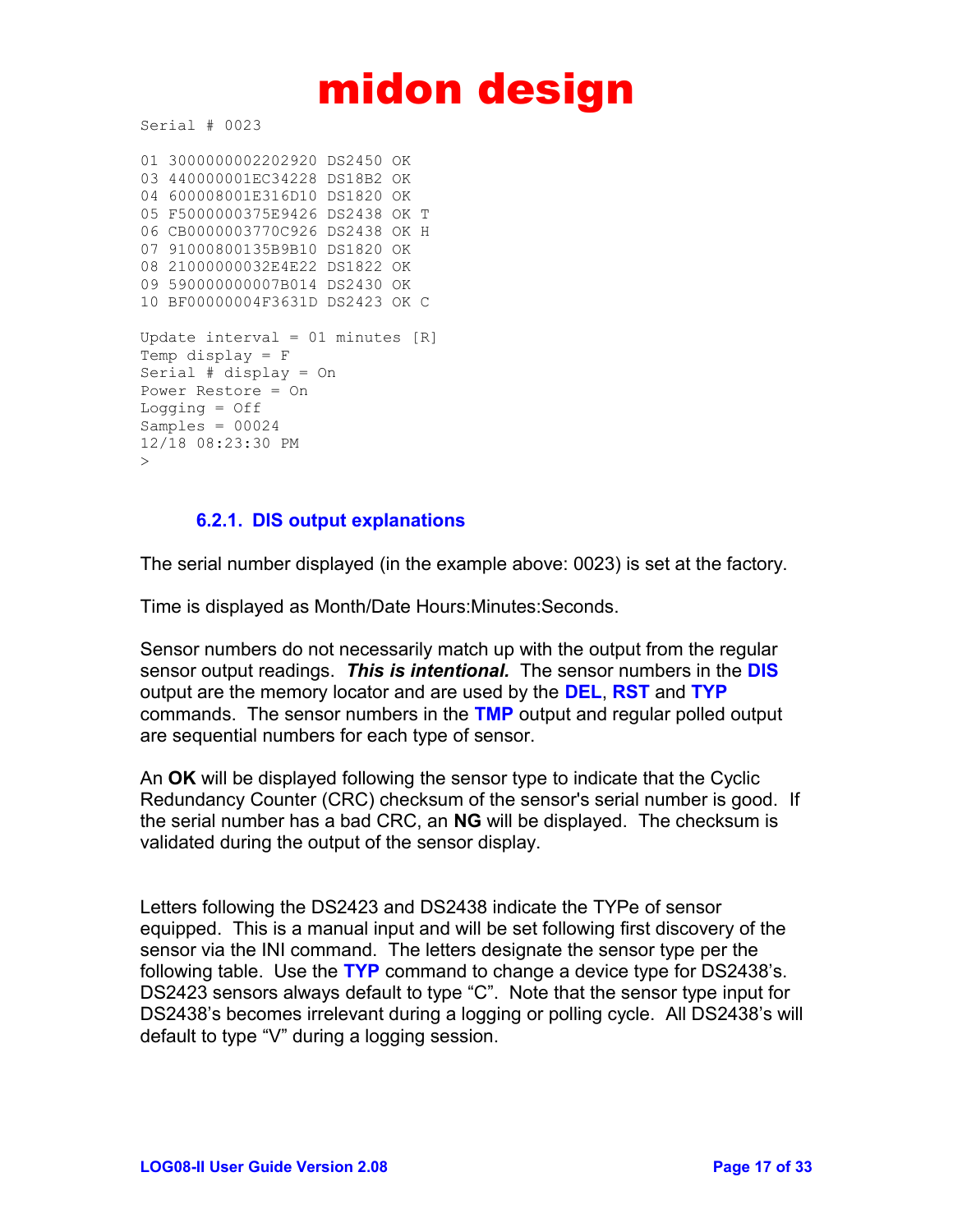```
Serial # 0023

01 3000000002202920 DS2450 OK
03 440000001EC34228 DS18B2 OK
04 600008001E316D10 DS1820 OK
05 F5000000375E9426 DS2438 OK T
06 CB0000003770C926 DS2438 OK H
07 91000800135B9B10 DS1820 OK
08 21000000032E4E22 DS1822 OK
09 590000000007B014 DS2430 OK
10 BF00000004F3631D DS2423 OK C

Update interval = 01 minutes [R]
Temp display = F
Serial # display = On
Power Restore = On
Logging = Off
Samples = 00024
12/18 08:23:30 PM
>
```

### 6.2.1. DIS output explanations

The serial number displayed (in the example above: 0023) is set at the factory.

Time is displayed as Month/Date Hours:Minutes:Seconds.

Sensor numbers do not necessarily match up with the output from the regular sensor output readings. ***This is intentional.*** The sensor numbers in the **DIS** output are the memory locator and are used by the **DEL**, **RST** and **TYP** commands. The sensor numbers in the **TMP** output and regular polled output are sequential numbers for each type of sensor.

An **OK** will be displayed following the sensor type to indicate that the Cyclic Redundancy Counter (CRC) checksum of the sensor's serial number is good. If the serial number has a bad CRC, an **NG** will be displayed. The checksum is validated during the output of the sensor display.

Letters following the DS2423 and DS2438 indicate the TYPe of sensor equipped. This is a manual input and will be set following first discovery of the sensor via the INI command. The letters designate the sensor type per the following table. Use the **TYP** command to change a device type for DS2438's. DS2423 sensors always default to type "C". Note that the sensor type input for DS2438's becomes irrelevant during a logging or polling cycle. All DS2438's will default to type "V" during a logging session.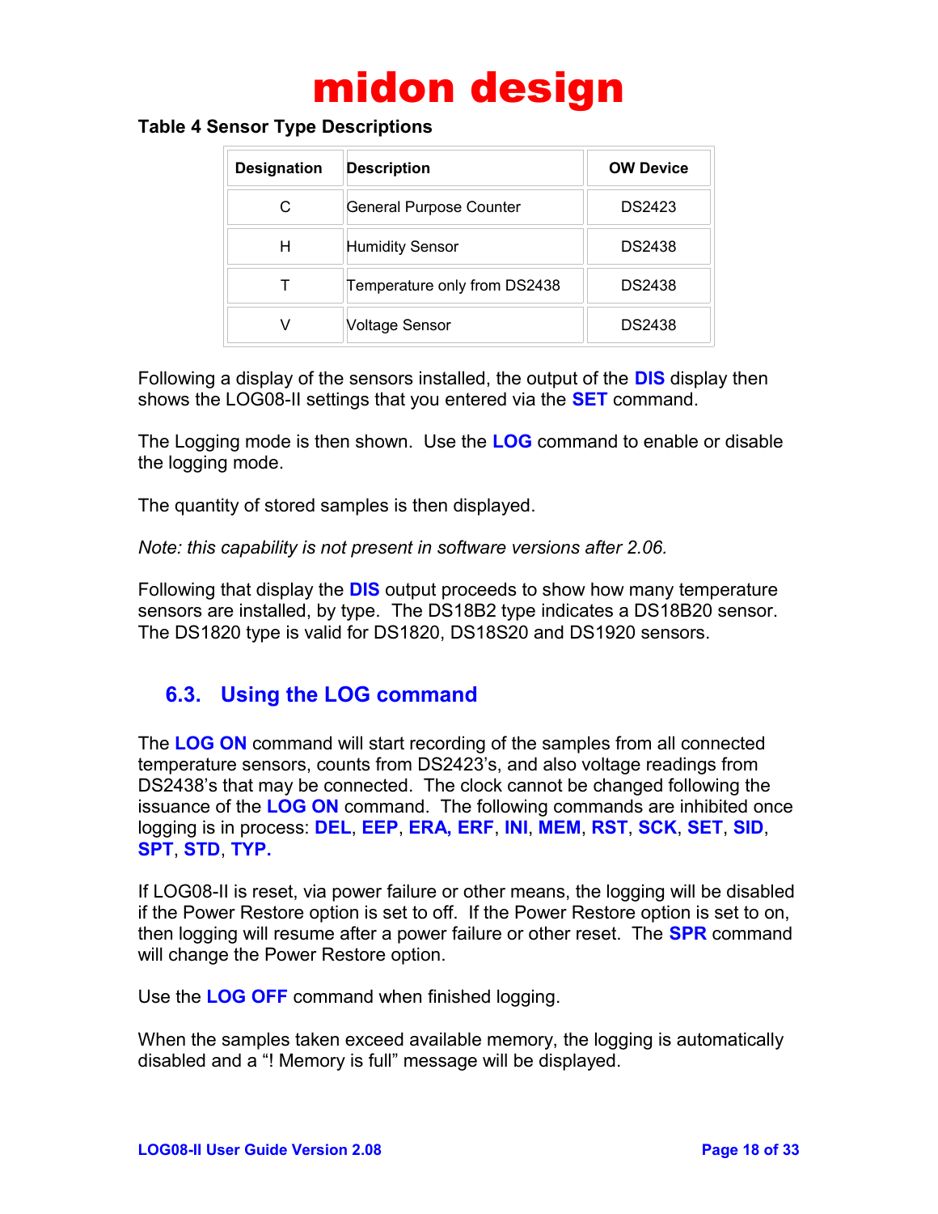**Table 4 Sensor Type Descriptions**

| Designation | Description | OW Device |
|---|---|---|
| C | General Purpose Counter | DS2423 |
| H | Humidity Sensor | DS2438 |
| T | Temperature only from DS2438 | DS2438 |
| V | Voltage Sensor | DS2438 |

Following a display of the sensors installed, the output of the **DIS** display then shows the LOG08-II settings that you entered via the **SET** command.

The Logging mode is then shown. Use the **LOG** command to enable or disable the logging mode.

The quantity of stored samples is then displayed.

*Note: this capability is not present in software versions after 2.06.*

Following that display the **DIS** output proceeds to show how many temperature sensors are installed, by type. The DS18B2 type indicates a DS18B20 sensor. The DS1820 type is valid for DS1820, DS18S20 and DS1920 sensors.

## 6.3. Using the LOG command

The **LOG ON** command will start recording of the samples from all connected temperature sensors, counts from DS2423's, and also voltage readings from DS2438's that may be connected. The clock cannot be changed following the issuance of the **LOG ON** command. The following commands are inhibited once logging is in process: **DEL**, **EEP**, **ERA, ERF**, **INI**, **MEM**, **RST**, **SCK**, **SET**, **SID**, **SPT**, **STD**, **TYP.**

If LOG08-II is reset, via power failure or other means, the logging will be disabled if the Power Restore option is set to off. If the Power Restore option is set to on, then logging will resume after a power failure or other reset. The **SPR** command will change the Power Restore option.

Use the **LOG OFF** command when finished logging.

When the samples taken exceed available memory, the logging is automatically disabled and a "! Memory is full" message will be displayed.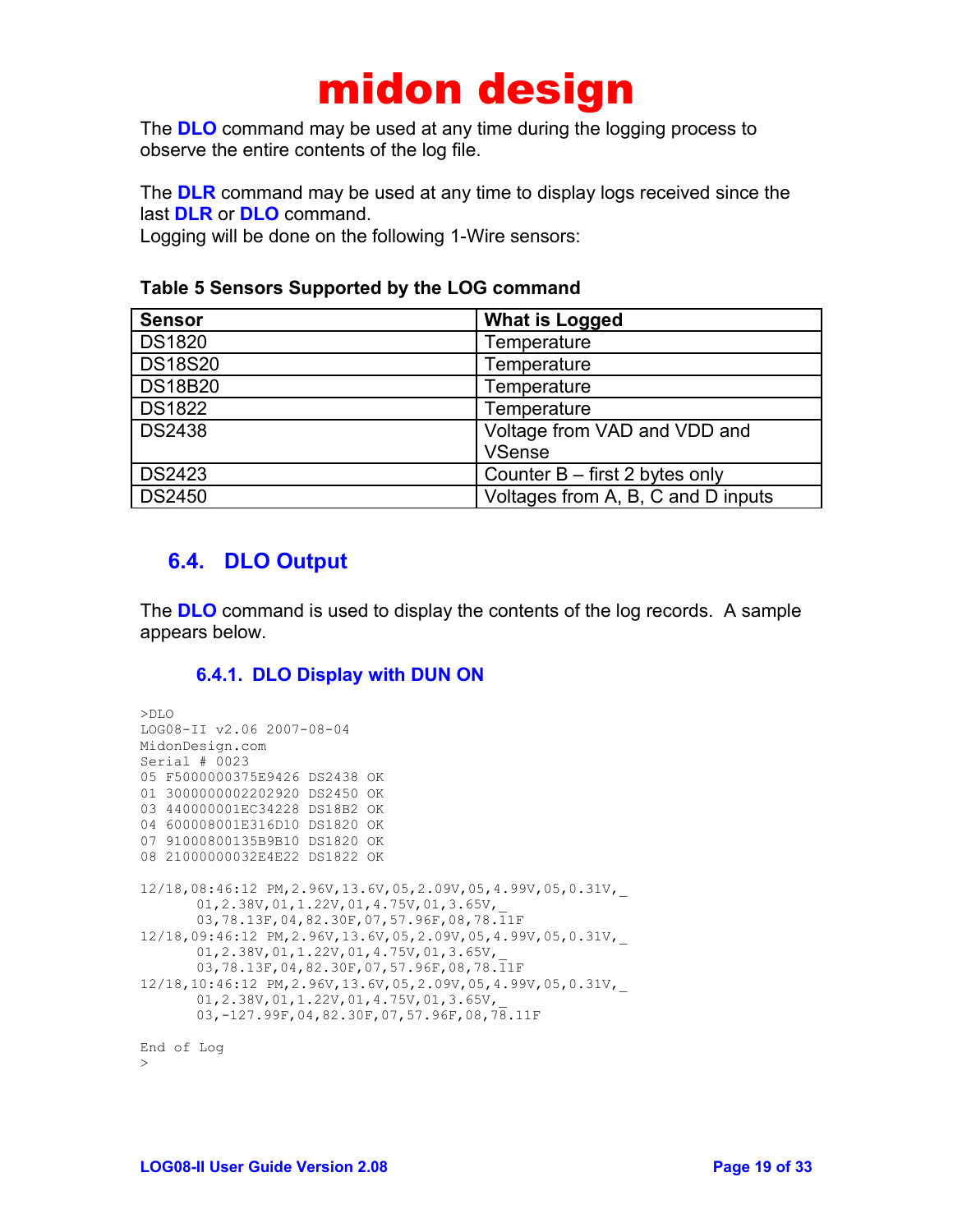# midon design

The **DLO** command may be used at any time during the logging process to observe the entire contents of the log file.

The **DLR** command may be used at any time to display logs received since the last **DLR** or **DLO** command.
Logging will be done on the following 1-Wire sensors:

**Table 5 Sensors Supported by the LOG command**

| Sensor | What is Logged |
|---|---|
| DS1820 | Temperature |
| DS18S20 | Temperature |
| DS18B20 | Temperature |
| DS1822 | Temperature |
| DS2438 | Voltage from VAD and VDD and VSense |
| DS2423 | Counter B – first 2 bytes only |
| DS2450 | Voltages from A, B, C and D inputs |

## 6.4. DLO Output

The **DLO** command is used to display the contents of the log records. A sample appears below.

### 6.4.1. DLO Display with DUN ON

```
>DLO
LOG08-II v2.06 2007-08-04
MidonDesign.com
Serial # 0023
05 F5000000375E9426 DS2438 OK
01 3000000002202920 DS2450 OK
03 440000001EC34228 DS18B2 OK
04 600008001E316D10 DS1820 OK
07 91000800135B9B10 DS1820 OK
08 21000000032E4E22 DS1822 OK

12/18,08:46:12 PM,2.96V,13.6V,05,2.09V,05,4.99V,05,0.31V,_
       01,2.38V,01,1.22V,01,4.75V,01,3.65V,_
       03,78.13F,04,82.30F,07,57.96F,08,78.11F
12/18,09:46:12 PM,2.96V,13.6V,05,2.09V,05,4.99V,05,0.31V,_
       01,2.38V,01,1.22V,01,4.75V,01,3.65V,_
       03,78.13F,04,82.30F,07,57.96F,08,78.11F
12/18,10:46:12 PM,2.96V,13.6V,05,2.09V,05,4.99V,05,0.31V,_
       01,2.38V,01,1.22V,01,4.75V,01,3.65V,_
       03,-127.99F,04,82.30F,07,57.96F,08,78.11F

End of Log
>
```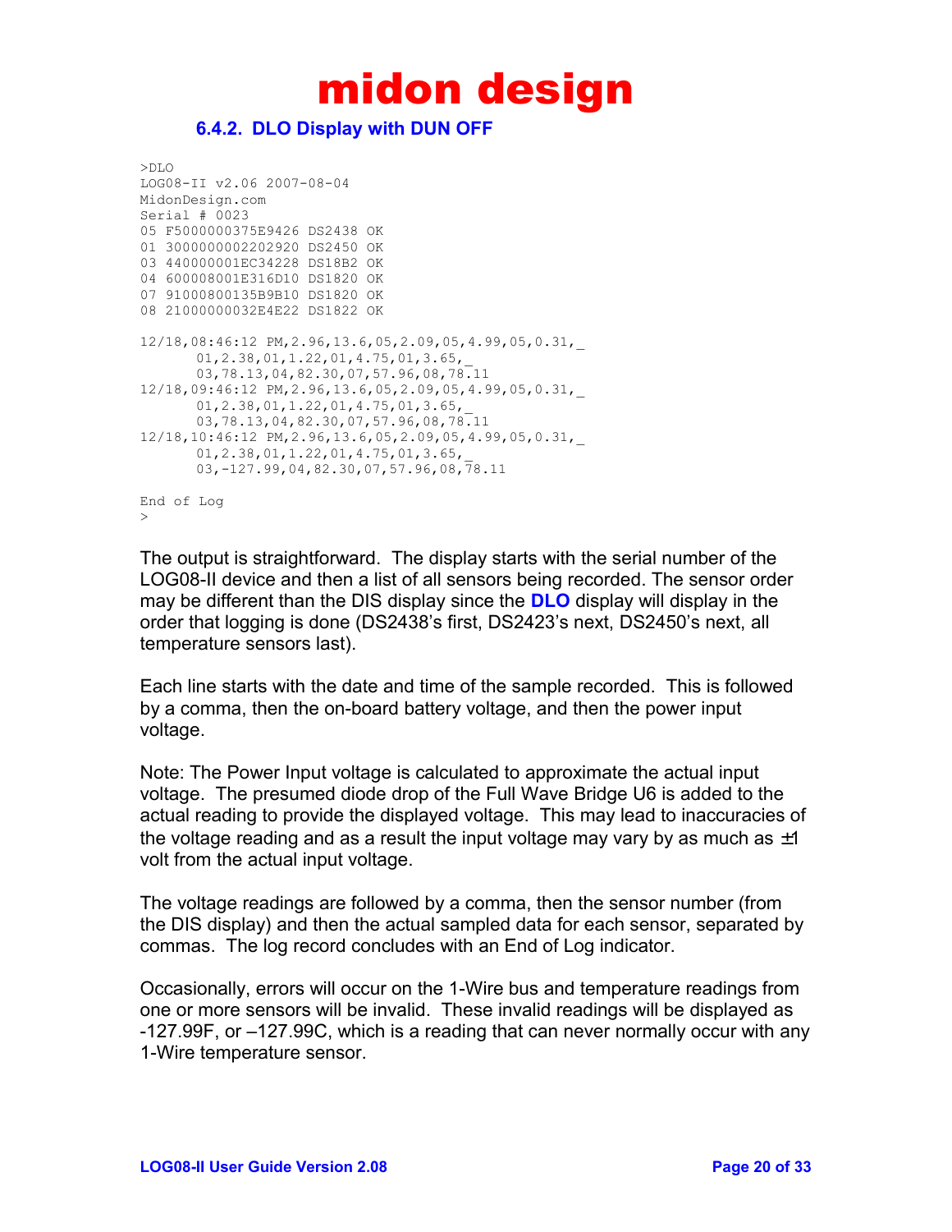### 6.4.2. DLO Display with DUN OFF

```
>DLO
LOG08-II v2.06 2007-08-04
MidonDesign.com
Serial # 0023
05 F5000000375E9426 DS2438 OK
01 3000000002202920 DS2450 OK
03 440000001EC34228 DS18B2 OK
04 600008001E316D10 DS1820 OK
07 91000800135B9B10 DS1820 OK
08 21000000032E4E22 DS1822 OK

12/18,08:46:12 PM,2.96,13.6,05,2.09,05,4.99,05,0.31,_
       01,2.38,01,1.22,01,4.75,01,3.65,_
       03,78.13,04,82.30,07,57.96,08,78.11
12/18,09:46:12 PM,2.96,13.6,05,2.09,05,4.99,05,0.31,_
       01,2.38,01,1.22,01,4.75,01,3.65,_
       03,78.13,04,82.30,07,57.96,08,78.11
12/18,10:46:12 PM,2.96,13.6,05,2.09,05,4.99,05,0.31,_
       01,2.38,01,1.22,01,4.75,01,3.65,_
       03,-127.99,04,82.30,07,57.96,08,78.11

End of Log
>
```

The output is straightforward. The display starts with the serial number of the LOG08-II device and then a list of all sensors being recorded. The sensor order may be different than the DIS display since the **DLO** display will display in the order that logging is done (DS2438's first, DS2423's next, DS2450's next, all temperature sensors last).

Each line starts with the date and time of the sample recorded. This is followed by a comma, then the on-board battery voltage, and then the power input voltage.

Note: The Power Input voltage is calculated to approximate the actual input voltage. The presumed diode drop of the Full Wave Bridge U6 is added to the actual reading to provide the displayed voltage. This may lead to inaccuracies of the voltage reading and as a result the input voltage may vary by as much as ±1 volt from the actual input voltage.

The voltage readings are followed by a comma, then the sensor number (from the DIS display) and then the actual sampled data for each sensor, separated by commas. The log record concludes with an End of Log indicator.

Occasionally, errors will occur on the 1-Wire bus and temperature readings from one or more sensors will be invalid. These invalid readings will be displayed as -127.99F, or –127.99C, which is a reading that can never normally occur with any 1-Wire temperature sensor.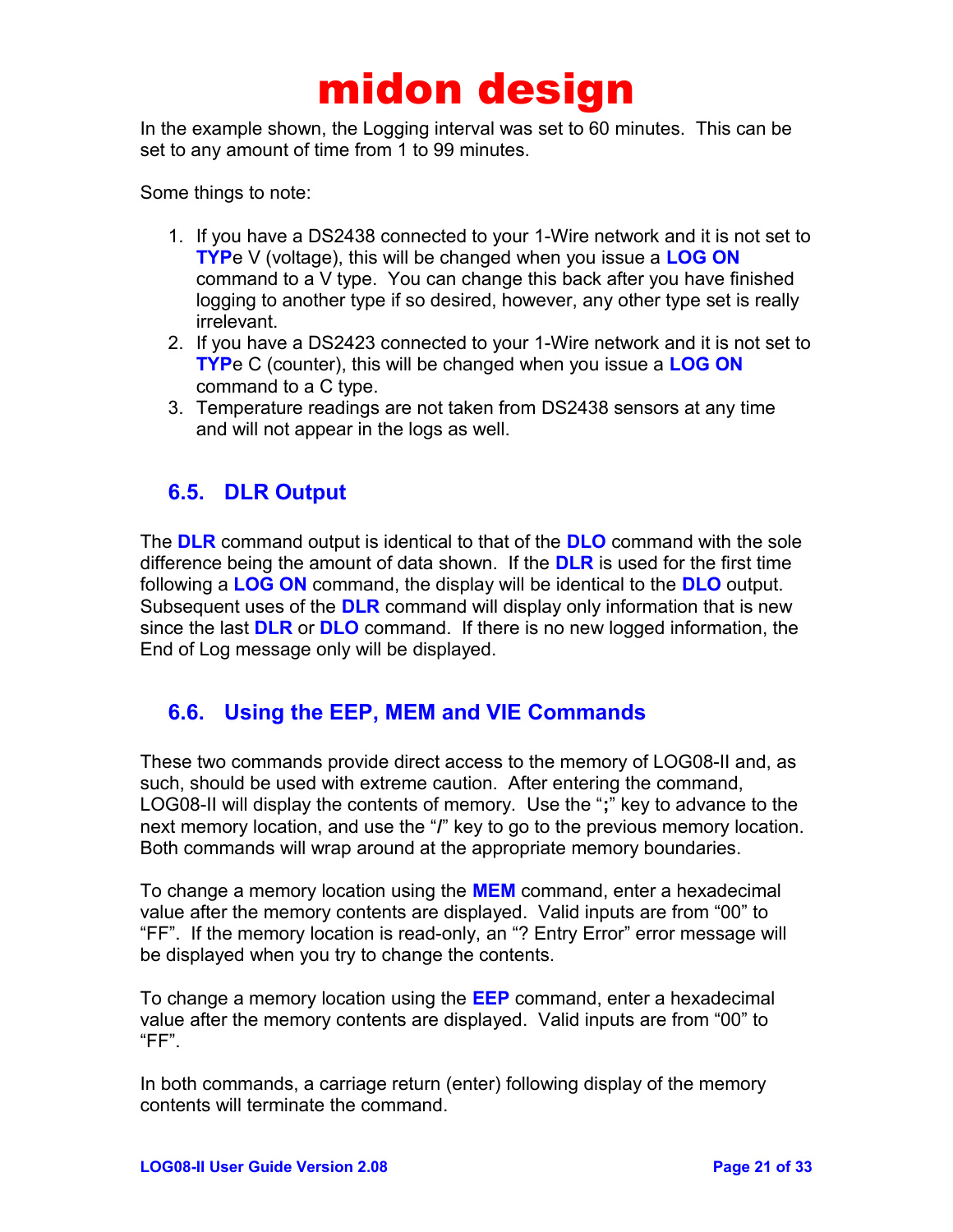In the example shown, the Logging interval was set to 60 minutes. This can be set to any amount of time from 1 to 99 minutes.

Some things to note:

1. If you have a DS2438 connected to your 1-Wire network and it is not set to **TYP**e V (voltage), this will be changed when you issue a **LOG ON** command to a V type. You can change this back after you have finished logging to another type if so desired, however, any other type set is really irrelevant.
2. If you have a DS2423 connected to your 1-Wire network and it is not set to **TYP**e C (counter), this will be changed when you issue a **LOG ON** command to a C type.
3. Temperature readings are not taken from DS2438 sensors at any time and will not appear in the logs as well.

## 6.5. DLR Output

The **DLR** command output is identical to that of the **DLO** command with the sole difference being the amount of data shown. If the **DLR** is used for the first time following a **LOG ON** command, the display will be identical to the **DLO** output. Subsequent uses of the **DLR** command will display only information that is new since the last **DLR** or **DLO** command. If there is no new logged information, the End of Log message only will be displayed.

## 6.6. Using the EEP, MEM and VIE Commands

These two commands provide direct access to the memory of LOG08-II and, as such, should be used with extreme caution. After entering the command, LOG08-II will display the contents of memory. Use the "**;**" key to advance to the next memory location, and use the "**/**" key to go to the previous memory location. Both commands will wrap around at the appropriate memory boundaries.

To change a memory location using the **MEM** command, enter a hexadecimal value after the memory contents are displayed. Valid inputs are from "00" to "FF". If the memory location is read-only, an "? Entry Error" error message will be displayed when you try to change the contents.

To change a memory location using the **EEP** command, enter a hexadecimal value after the memory contents are displayed. Valid inputs are from "00" to "FF".

In both commands, a carriage return (enter) following display of the memory contents will terminate the command.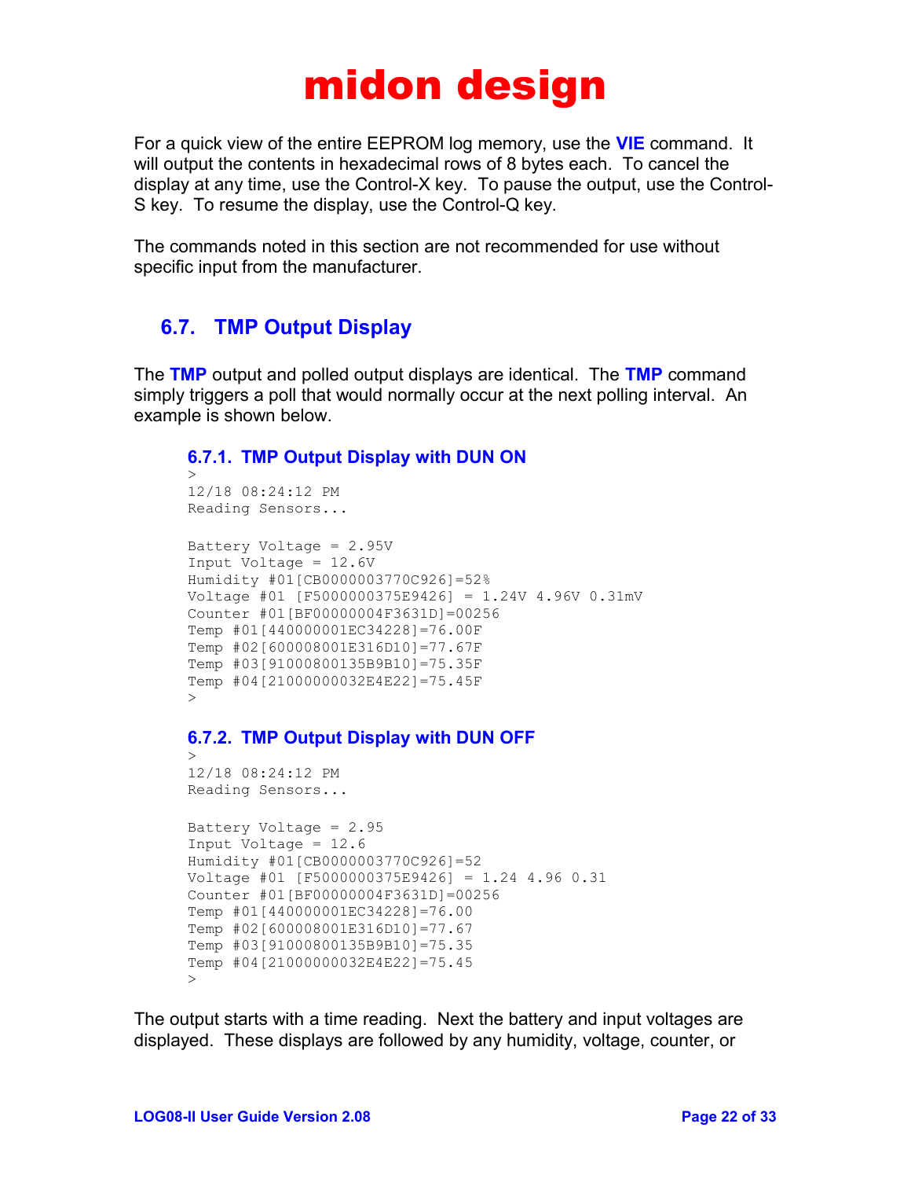For a quick view of the entire EEPROM log memory, use the **VIE** command. It will output the contents in hexadecimal rows of 8 bytes each. To cancel the display at any time, use the Control-X key. To pause the output, use the Control-S key. To resume the display, use the Control-Q key.

The commands noted in this section are not recommended for use without specific input from the manufacturer.

## 6.7. TMP Output Display

The **TMP** output and polled output displays are identical. The **TMP** command simply triggers a poll that would normally occur at the next polling interval. An example is shown below.

### 6.7.1. TMP Output Display with DUN ON

```
>
12/18 08:24:12 PM
Reading Sensors...

Battery Voltage = 2.95V
Input Voltage = 12.6V
Humidity #01[CB0000003770C926]=52%
Voltage #01 [F5000000375E9426] = 1.24V 4.96V 0.31mV
Counter #01[BF00000004F3631D]=00256
Temp #01[440000001EC34228]=76.00F
Temp #02[600008001E316D10]=77.67F
Temp #03[91000800135B9B10]=75.35F
Temp #04[21000000032E4E22]=75.45F
>
```

### 6.7.2. TMP Output Display with DUN OFF

```
>
12/18 08:24:12 PM
Reading Sensors...

Battery Voltage = 2.95
Input Voltage = 12.6
Humidity #01[CB0000003770C926]=52
Voltage #01 [F5000000375E9426] = 1.24 4.96 0.31
Counter #01[BF00000004F3631D]=00256
Temp #01[440000001EC34228]=76.00
Temp #02[600008001E316D10]=77.67
Temp #03[91000800135B9B10]=75.35
Temp #04[21000000032E4E22]=75.45
>
```

The output starts with a time reading. Next the battery and input voltages are displayed. These displays are followed by any humidity, voltage, counter, or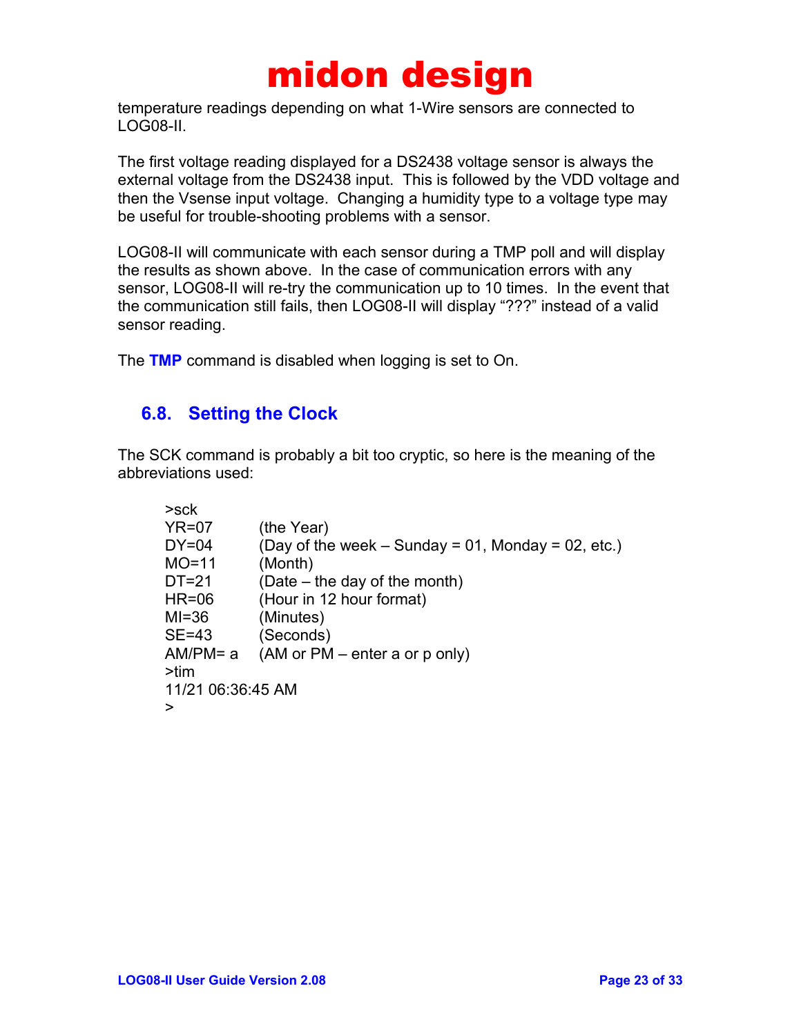temperature readings depending on what 1-Wire sensors are connected to LOG08-II.

The first voltage reading displayed for a DS2438 voltage sensor is always the external voltage from the DS2438 input. This is followed by the VDD voltage and then the Vsense input voltage. Changing a humidity type to a voltage type may be useful for trouble-shooting problems with a sensor.

LOG08-II will communicate with each sensor during a TMP poll and will display the results as shown above. In the case of communication errors with any sensor, LOG08-II will re-try the communication up to 10 times. In the event that the communication still fails, then LOG08-II will display “???” instead of a valid sensor reading.

The **TMP** command is disabled when logging is set to On.

## 6.8. Setting the Clock

The SCK command is probably a bit too cryptic, so here is the meaning of the abbreviations used:

```
>sck
YR=07       (the Year)
DY=04       (Day of the week – Sunday = 01, Monday = 02, etc.)
MO=11       (Month)
DT=21       (Date – the day of the month)
HR=06       (Hour in 12 hour format)
MI=36       (Minutes)
SE=43       (Seconds)
AM/PM= a    (AM or PM – enter a or p only)
>tim
11/21 06:36:45 AM
>
```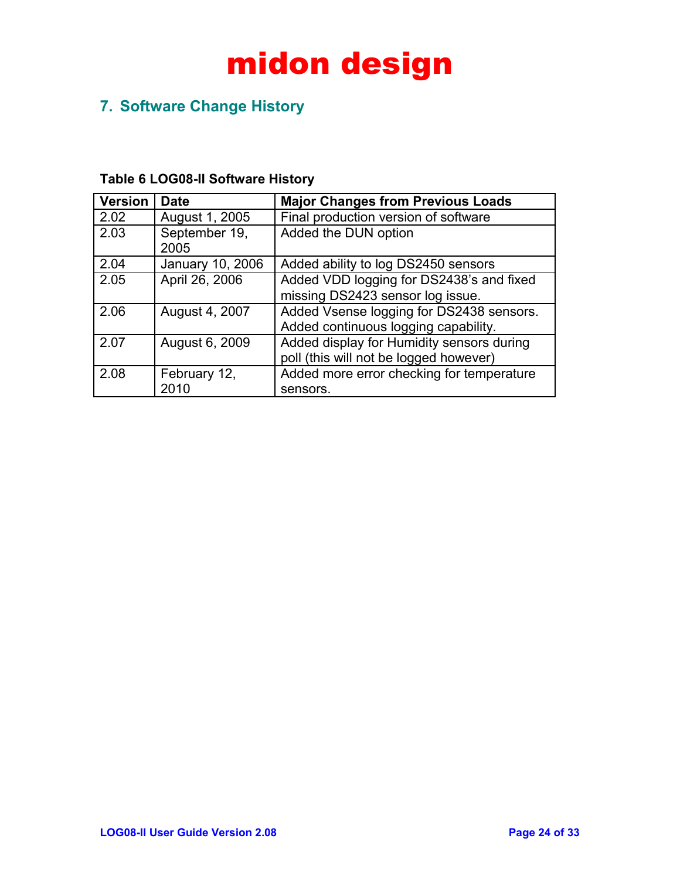## 7. Software Change History

**Table 6 LOG08-II Software History**

| Version | Date | Major Changes from Previous Loads |
|---|---|---|
| 2.02 | August 1, 2005 | Final production version of software |
| 2.03 | September 19, 2005 | Added the DUN option |
| 2.04 | January 10, 2006 | Added ability to log DS2450 sensors |
| 2.05 | April 26, 2006 | Added VDD logging for DS2438's and fixed missing DS2423 sensor log issue. |
| 2.06 | August 4, 2007 | Added Vsense logging for DS2438 sensors. Added continuous logging capability. |
| 2.07 | August 6, 2009 | Added display for Humidity sensors during poll (this will not be logged however) |
| 2.08 | February 12, 2010 | Added more error checking for temperature sensors. |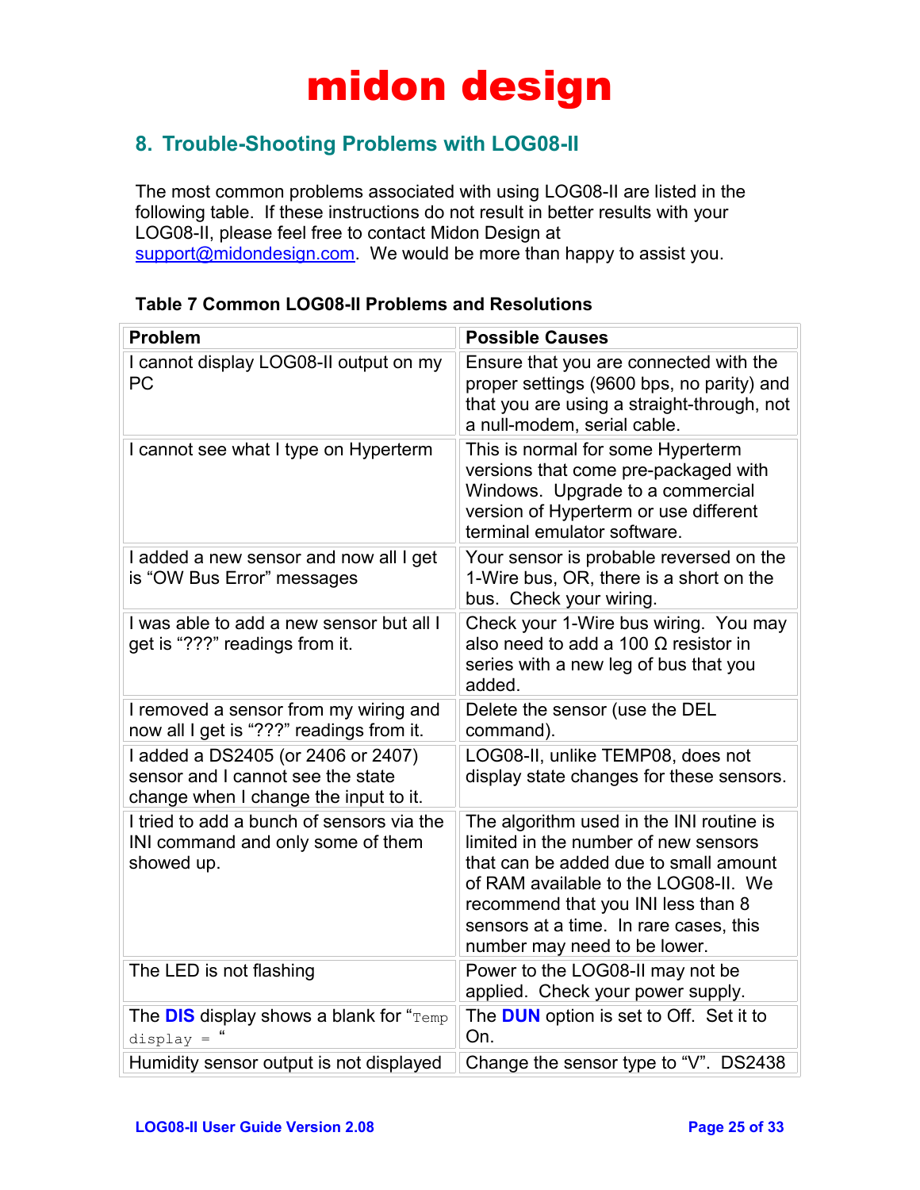# midon design

## 8. Trouble-Shooting Problems with LOG08-II

The most common problems associated with using LOG08-II are listed in the following table. If these instructions do not result in better results with your LOG08-II, please feel free to contact Midon Design at support@midondesign.com. We would be more than happy to assist you.

**Table 7 Common LOG08-II Problems and Resolutions**

| Problem | Possible Causes |
|---|---|
| I cannot display LOG08-II output on my PC | Ensure that you are connected with the proper settings (9600 bps, no parity) and that you are using a straight-through, not a null-modem, serial cable. |
| I cannot see what I type on Hyperterm | This is normal for some Hyperterm versions that come pre-packaged with Windows. Upgrade to a commercial version of Hyperterm or use different terminal emulator software. |
| I added a new sensor and now all I get is “OW Bus Error” messages | Your sensor is probable reversed on the 1-Wire bus, OR, there is a short on the bus. Check your wiring. |
| I was able to add a new sensor but all I get is “???” readings from it. | Check your 1-Wire bus wiring. You may also need to add a 100 Ω resistor in series with a new leg of bus that you added. |
| I removed a sensor from my wiring and now all I get is “???” readings from it. | Delete the sensor (use the DEL command). |
| I added a DS2405 (or 2406 or 2407) sensor and I cannot see the state change when I change the input to it. | LOG08-II, unlike TEMP08, does not display state changes for these sensors. |
| I tried to add a bunch of sensors via the INI command and only some of them showed up. | The algorithm used in the INI routine is limited in the number of new sensors that can be added due to small amount of RAM available to the LOG08-II. We recommend that you INI less than 8 sensors at a time. In rare cases, this number may need to be lower. |
| The LED is not flashing | Power to the LOG08-II may not be applied. Check your power supply. |
| The **DIS** display shows a blank for “`Temp display =` “ | The **DUN** option is set to Off. Set it to On. |
| Humidity sensor output is not displayed | Change the sensor type to “V”. DS2438 |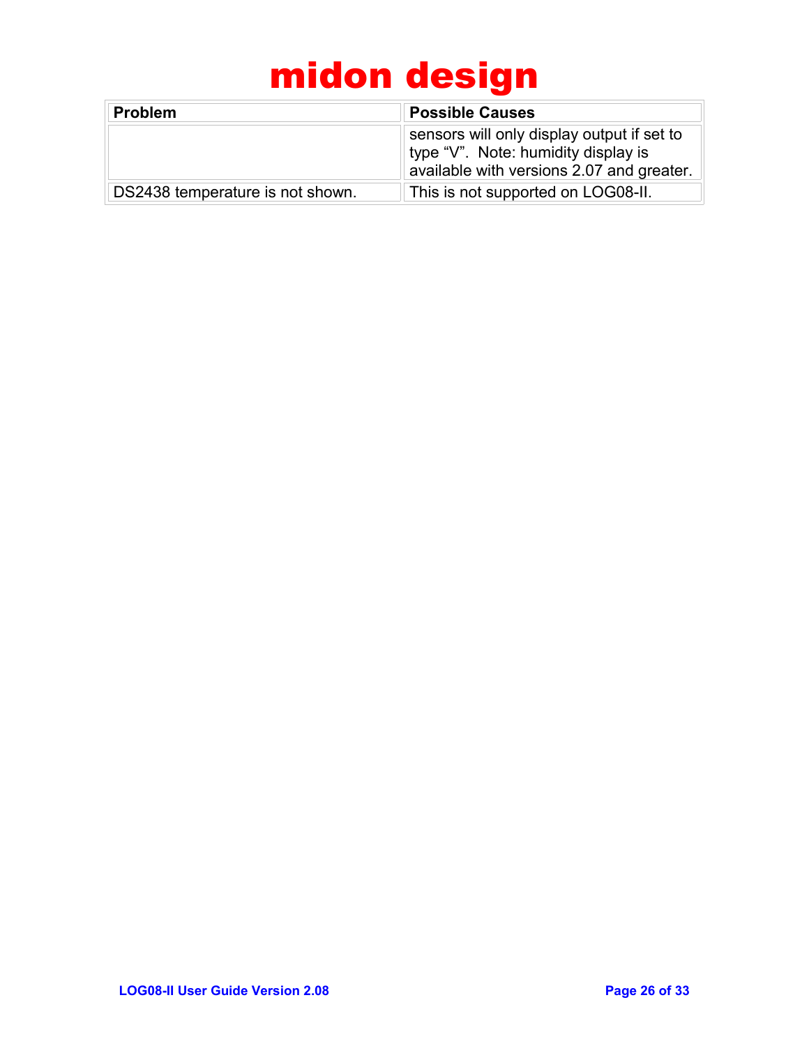| Problem | Possible Causes |
|---|---|
| | sensors will only display output if set to type “V”. Note: humidity display is available with versions 2.07 and greater. |
| DS2438 temperature is not shown. | This is not supported on LOG08-II. |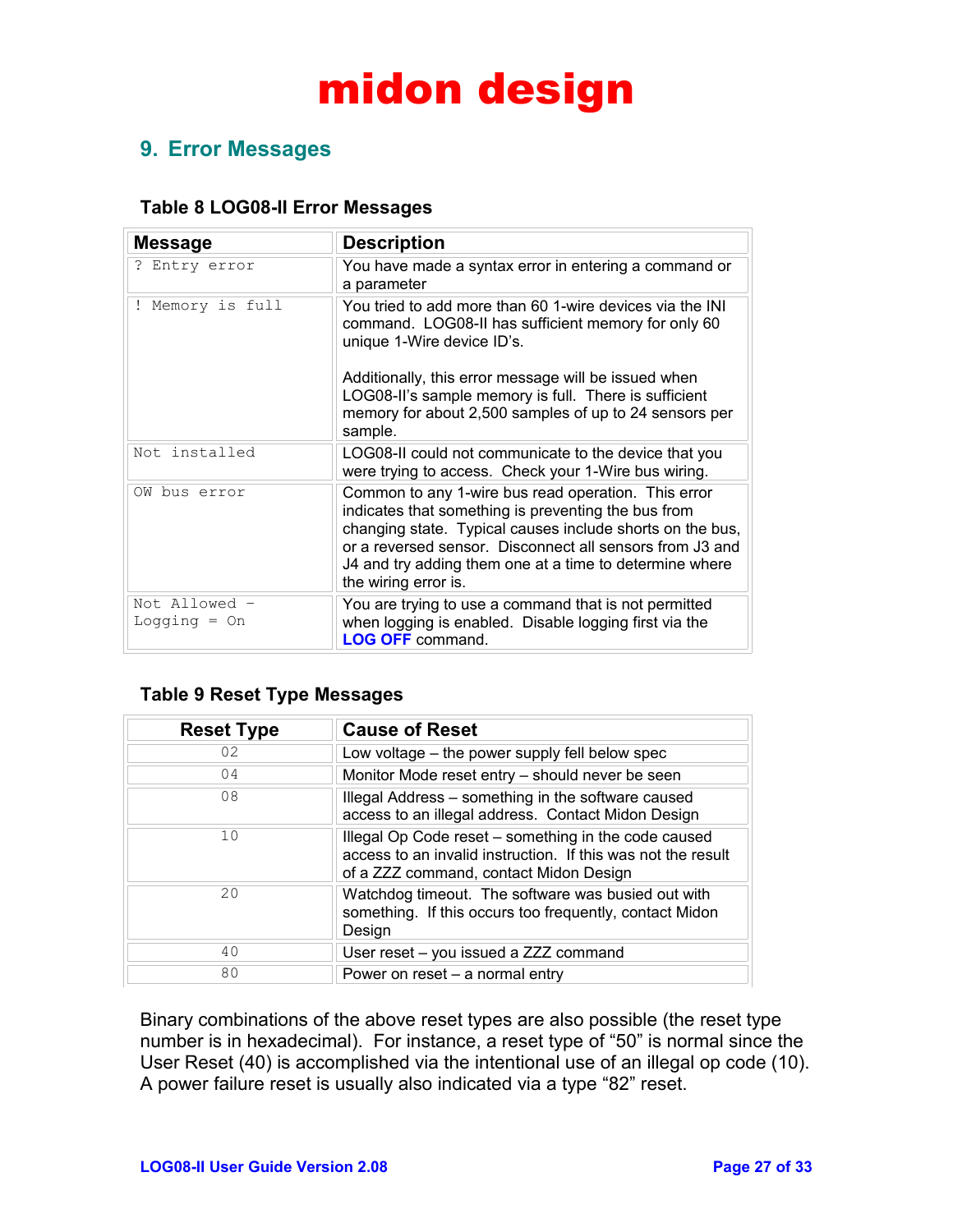## 9. Error Messages

### Table 8 LOG08-II Error Messages

| Message | Description |
|---|---|
| ? Entry error | You have made a syntax error in entering a command or a parameter |
| ! Memory is full | You tried to add more than 60 1-wire devices via the INI command. LOG08-II has sufficient memory for only 60 unique 1-Wire device ID's.<br><br>Additionally, this error message will be issued when LOG08-II's sample memory is full. There is sufficient memory for about 2,500 samples of up to 24 sensors per sample. |
| Not installed | LOG08-II could not communicate to the device that you were trying to access. Check your 1-Wire bus wiring. |
| OW bus error | Common to any 1-wire bus read operation. This error indicates that something is preventing the bus from changing state. Typical causes include shorts on the bus, or a reversed sensor. Disconnect all sensors from J3 and J4 and try adding them one at a time to determine where the wiring error is. |
| Not Allowed - Logging = On | You are trying to use a command that is not permitted when logging is enabled. Disable logging first via the LOG OFF command. |

### Table 9 Reset Type Messages

| Reset Type | Cause of Reset |
|---|---|
| 02 | Low voltage – the power supply fell below spec |
| 04 | Monitor Mode reset entry – should never be seen |
| 08 | Illegal Address – something in the software caused access to an illegal address. Contact Midon Design |
| 10 | Illegal Op Code reset – something in the code caused access to an invalid instruction. If this was not the result of a ZZZ command, contact Midon Design |
| 20 | Watchdog timeout. The software was busied out with something. If this occurs too frequently, contact Midon Design |
| 40 | User reset – you issued a ZZZ command |
| 80 | Power on reset – a normal entry |

Binary combinations of the above reset types are also possible (the reset type number is in hexadecimal). For instance, a reset type of "50" is normal since the User Reset (40) is accomplished via the intentional use of an illegal op code (10). A power failure reset is usually also indicated via a type "82" reset.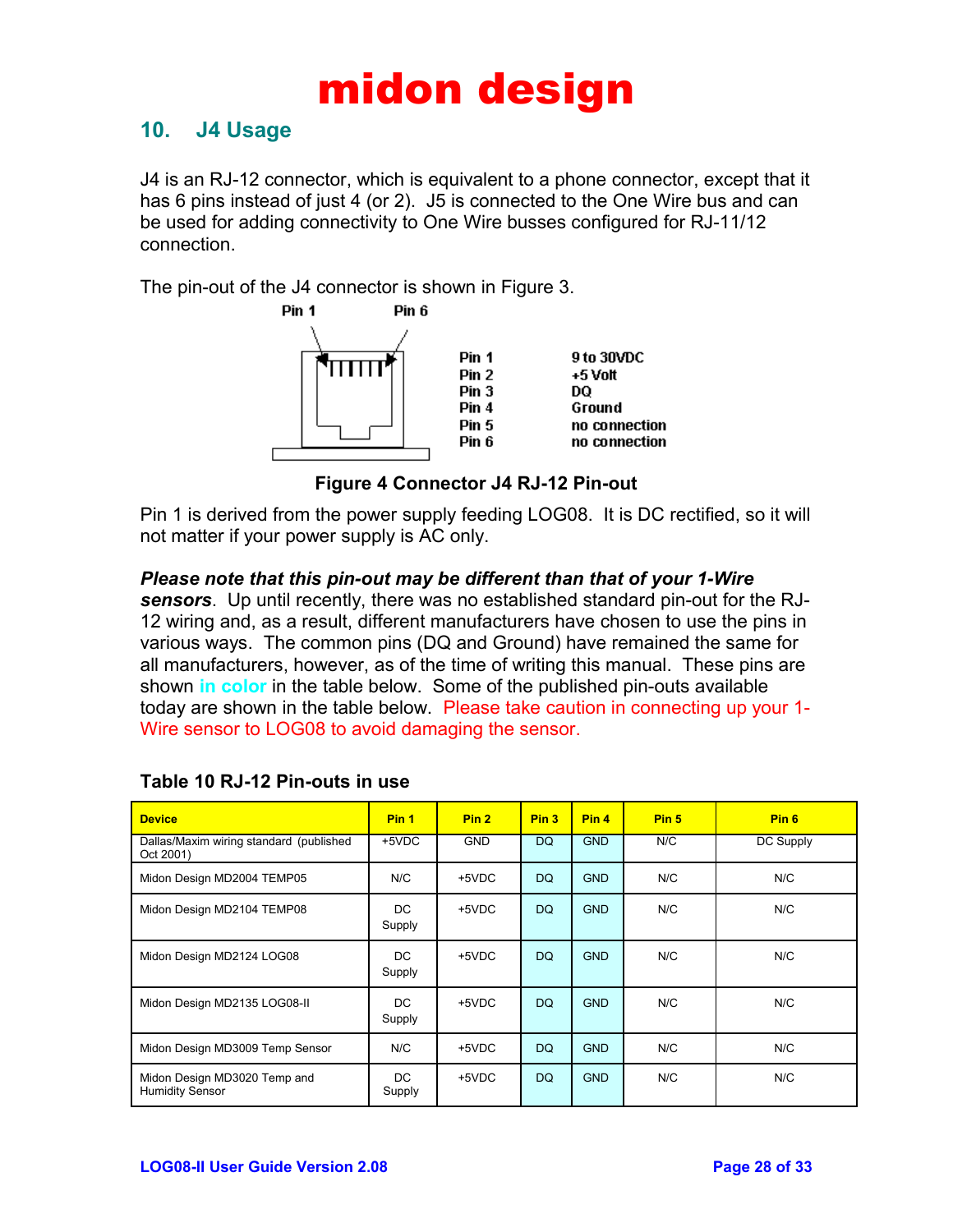# midon design

## 10. J4 Usage

J4 is an RJ-12 connector, which is equivalent to a phone connector, except that it has 6 pins instead of just 4 (or 2). J5 is connected to the One Wire bus and can be used for adding connectivity to One Wire busses configured for RJ-11/12 connection.

The pin-out of the J4 connector is shown in Figure 3.

Pin 1 Pin 6

| | |
|---|---|
| Pin 1 | 9 to 30VDC |
| Pin 2 | +5 Volt |
| Pin 3 | DQ |
| Pin 4 | Ground |
| Pin 5 | no connection |
| Pin 6 | no connection |

**Figure 4 Connector J4 RJ-12 Pin-out**

Pin 1 is derived from the power supply feeding LOG08. It is DC rectified, so it will not matter if your power supply is AC only.

***Please note that this pin-out may be different than that of your 1-Wire sensors***. Up until recently, there was no established standard pin-out for the RJ-12 wiring and, as a result, different manufacturers have chosen to use the pins in various ways. The common pins (DQ and Ground) have remained the same for all manufacturers, however, as of the time of writing this manual. These pins are shown in color in the table below. Some of the published pin-outs available today are shown in the table below. Please take caution in connecting up your 1-Wire sensor to LOG08 to avoid damaging the sensor.

**Table 10 RJ-12 Pin-outs in use**

| Device | Pin 1 | Pin 2 | Pin 3 | Pin 4 | Pin 5 | Pin 6 |
|---|---|---|---|---|---|---|
| Dallas/Maxim wiring standard (published Oct 2001) | +5VDC | GND | DQ | GND | N/C | DC Supply |
| Midon Design MD2004 TEMP05 | N/C | +5VDC | DQ | GND | N/C | N/C |
| Midon Design MD2104 TEMP08 | DC Supply | +5VDC | DQ | GND | N/C | N/C |
| Midon Design MD2124 LOG08 | DC Supply | +5VDC | DQ | GND | N/C | N/C |
| Midon Design MD2135 LOG08-II | DC Supply | +5VDC | DQ | GND | N/C | N/C |
| Midon Design MD3009 Temp Sensor | N/C | +5VDC | DQ | GND | N/C | N/C |
| Midon Design MD3020 Temp and Humidity Sensor | DC Supply | +5VDC | DQ | GND | N/C | N/C |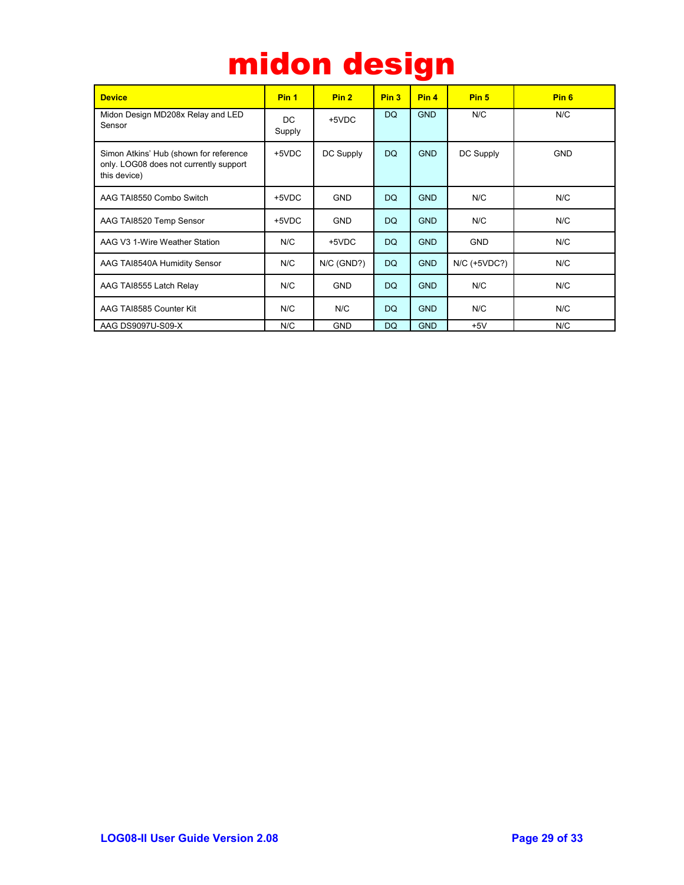| Device | Pin 1 | Pin 2 | Pin 3 | Pin 4 | Pin 5 | Pin 6 |
|---|---|---|---|---|---|---|
| Midon Design MD208x Relay and LED Sensor | DC Supply | +5VDC | DQ | GND | N/C | N/C |
| Simon Atkins' Hub (shown for reference only. LOG08 does not currently support this device) | +5VDC | DC Supply | DQ | GND | DC Supply | GND |
| AAG TAI8550 Combo Switch | +5VDC | GND | DQ | GND | N/C | N/C |
| AAG TAI8520 Temp Sensor | +5VDC | GND | DQ | GND | N/C | N/C |
| AAG V3 1-Wire Weather Station | N/C | +5VDC | DQ | GND | GND | N/C |
| AAG TAI8540A Humidity Sensor | N/C | N/C (GND?) | DQ | GND | N/C (+5VDC?) | N/C |
| AAG TAI8555 Latch Relay | N/C | GND | DQ | GND | N/C | N/C |
| AAG TAI8585 Counter Kit | N/C | N/C | DQ | GND | N/C | N/C |
| AAG DS9097U-S09-X | N/C | GND | DQ | GND | +5V | N/C |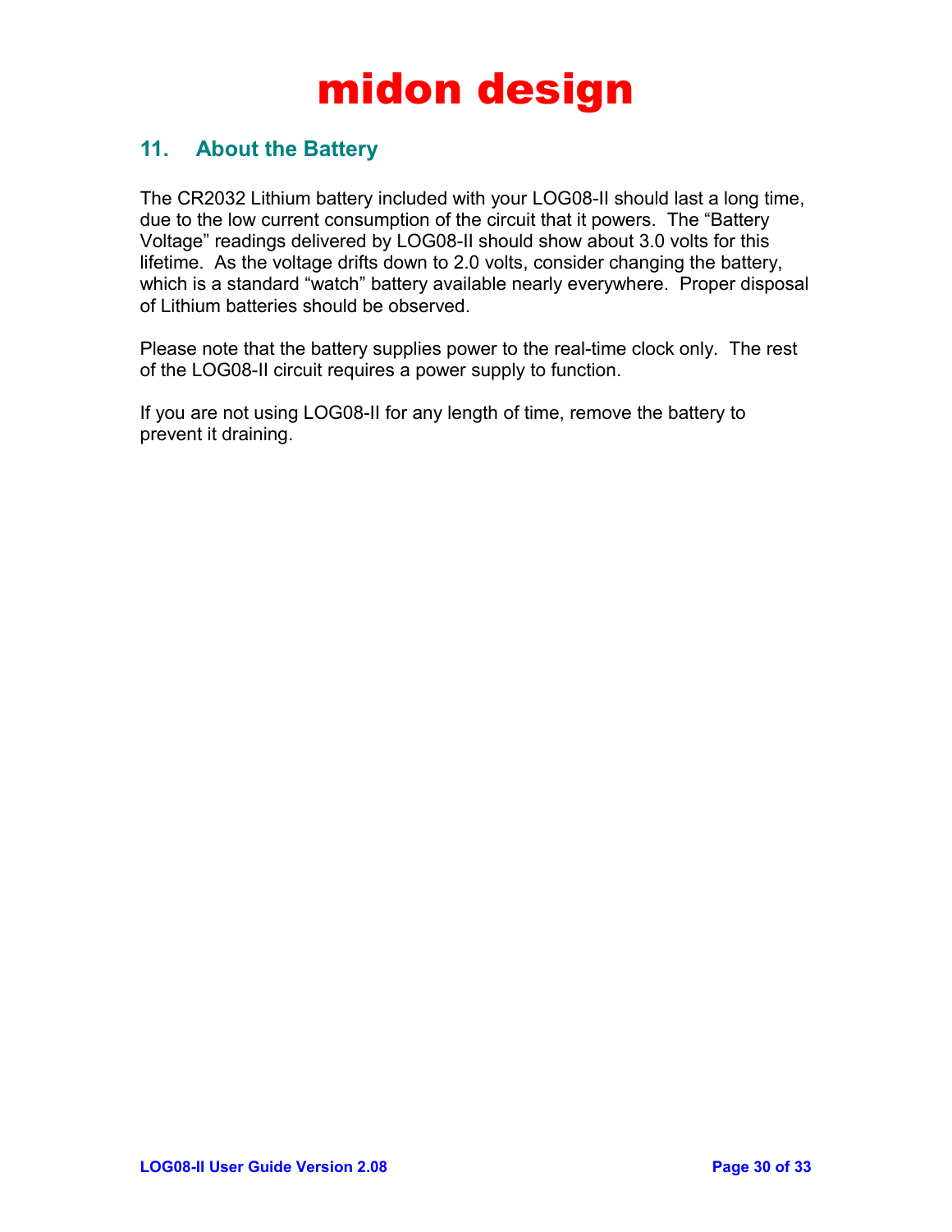## 11. About the Battery

The CR2032 Lithium battery included with your LOG08-II should last a long time, due to the low current consumption of the circuit that it powers. The “Battery Voltage” readings delivered by LOG08-II should show about 3.0 volts for this lifetime. As the voltage drifts down to 2.0 volts, consider changing the battery, which is a standard “watch” battery available nearly everywhere. Proper disposal of Lithium batteries should be observed.

Please note that the battery supplies power to the real-time clock only. The rest of the LOG08-II circuit requires a power supply to function.

If you are not using LOG08-II for any length of time, remove the battery to prevent it draining.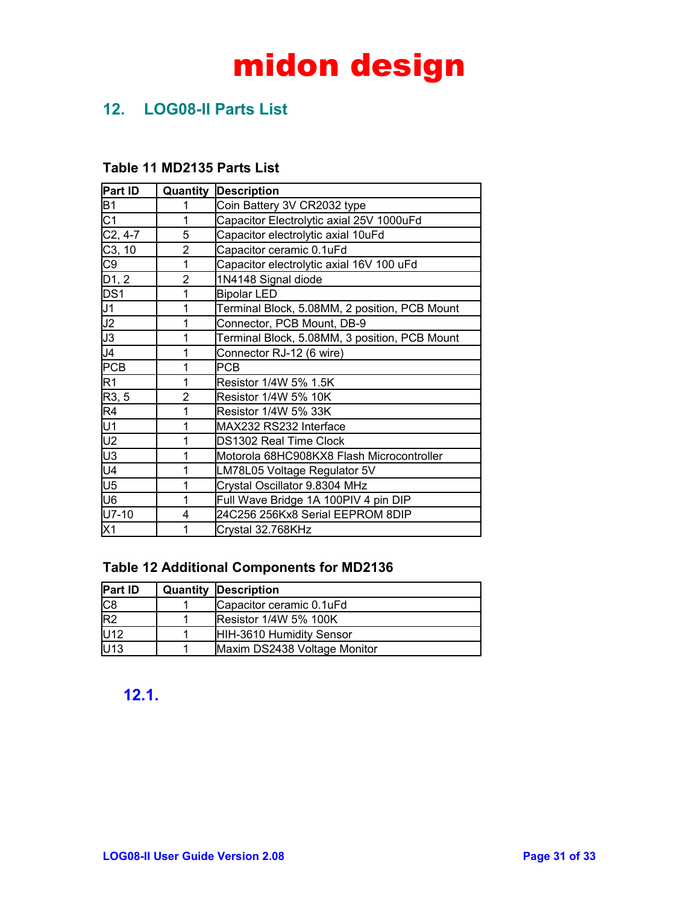## 12. LOG08-II Parts List

### Table 11 MD2135 Parts List

| Part ID | Quantity | Description |
|---|---|---|
| B1 | 1 | Coin Battery 3V CR2032 type |
| C1 | 1 | Capacitor Electrolytic axial 25V 1000uFd |
| C2, 4-7 | 5 | Capacitor electrolytic axial 10uFd |
| C3, 10 | 2 | Capacitor ceramic 0.1uFd |
| C9 | 1 | Capacitor electrolytic axial 16V 100 uFd |
| D1, 2 | 2 | 1N4148 Signal diode |
| DS1 | 1 | Bipolar LED |
| J1 | 1 | Terminal Block, 5.08MM, 2 position, PCB Mount |
| J2 | 1 | Connector, PCB Mount, DB-9 |
| J3 | 1 | Terminal Block, 5.08MM, 3 position, PCB Mount |
| J4 | 1 | Connector RJ-12 (6 wire) |
| PCB | 1 | PCB |
| R1 | 1 | Resistor 1/4W 5% 1.5K |
| R3, 5 | 2 | Resistor 1/4W 5% 10K |
| R4 | 1 | Resistor 1/4W 5% 33K |
| U1 | 1 | MAX232 RS232 Interface |
| U2 | 1 | DS1302 Real Time Clock |
| U3 | 1 | Motorola 68HC908KX8 Flash Microcontroller |
| U4 | 1 | LM78L05 Voltage Regulator 5V |
| U5 | 1 | Crystal Oscillator 9.8304 MHz |
| U6 | 1 | Full Wave Bridge 1A 100PIV 4 pin DIP |
| U7-10 | 4 | 24C256 256Kx8 Serial EEPROM 8DIP |
| X1 | 1 | Crystal 32.768KHz |

### Table 12 Additional Components for MD2136

| Part ID | Quantity | Description |
|---|---|---|
| C8 | 1 | Capacitor ceramic 0.1uFd |
| R2 | 1 | Resistor 1/4W 5% 100K |
| U12 | 1 | HIH-3610 Humidity Sensor |
| U13 | 1 | Maxim DS2438 Voltage Monitor |

### 12.1.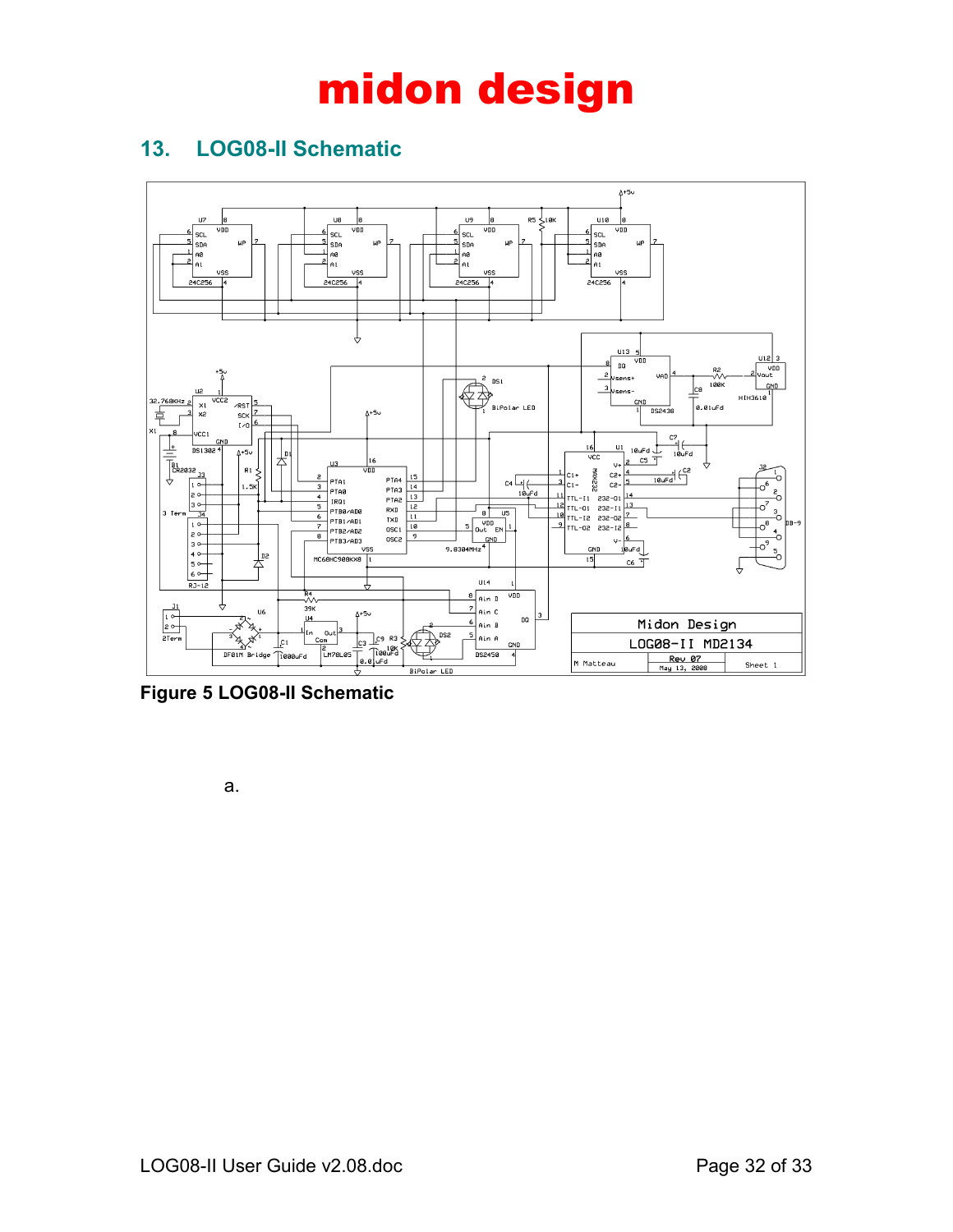## 13. LOG08-II Schematic

**Figure 5 LOG08-II Schematic**

a.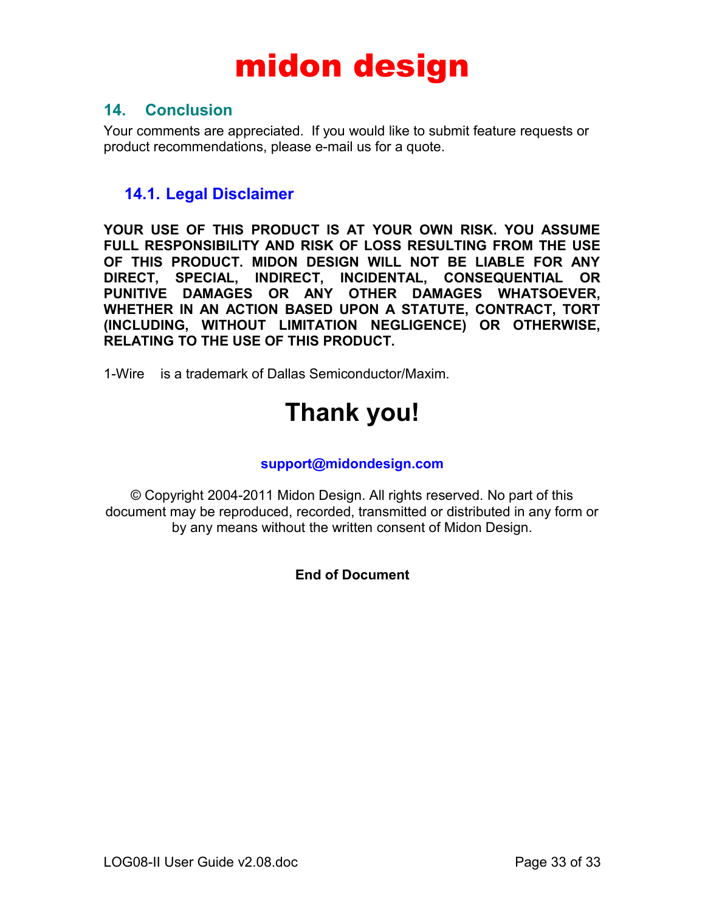midon design

## 14. Conclusion

Your comments are appreciated. If you would like to submit feature requests or product recommendations, please e-mail us for a quote.

### 14.1. Legal Disclaimer

**YOUR USE OF THIS PRODUCT IS AT YOUR OWN RISK. YOU ASSUME FULL RESPONSIBILITY AND RISK OF LOSS RESULTING FROM THE USE OF THIS PRODUCT. MIDON DESIGN WILL NOT BE LIABLE FOR ANY DIRECT, SPECIAL, INDIRECT, INCIDENTAL, CONSEQUENTIAL OR PUNITIVE DAMAGES OR ANY OTHER DAMAGES WHATSOEVER, WHETHER IN AN ACTION BASED UPON A STATUTE, CONTRACT, TORT (INCLUDING, WITHOUT LIMITATION NEGLIGENCE) OR OTHERWISE, RELATING TO THE USE OF THIS PRODUCT.**

1-Wire is a trademark of Dallas Semiconductor/Maxim.

# Thank you!

**support@midondesign.com**

© Copyright 2004-2011 Midon Design. All rights reserved. No part of this document may be reproduced, recorded, transmitted or distributed in any form or by any means without the written consent of Midon Design.

**End of Document**